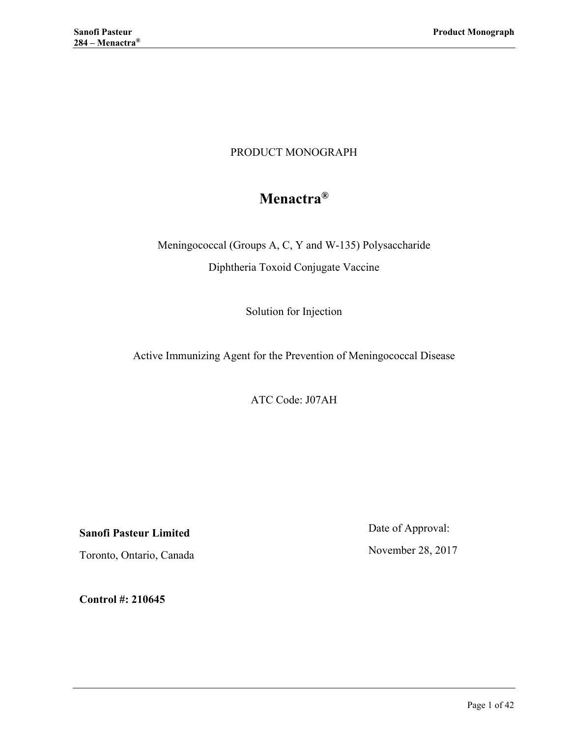PRODUCT MONOGRAPH

# Menactra®

Meningococcal (Groups A, C, Y and W-135) Polysaccharide

Diphtheria Toxoid Conjugate Vaccine

Solution for Injection

Active Immunizing Agent for the Prevention of Meningococcal Disease

ATC Code: J07AH

**Sanofi Pasteur Limited**

Toronto, Ontario, Canada

Date of Approval:

November 28, 2017

**Control #: 210645**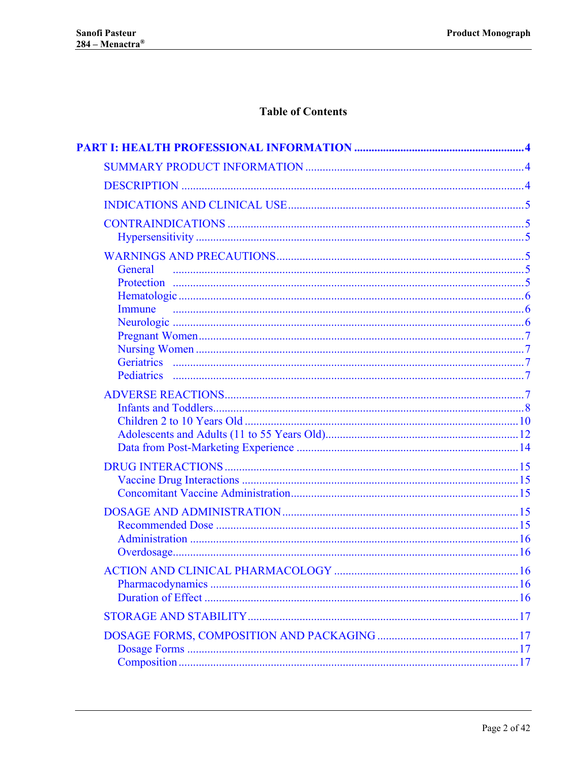# Table of Contents

**PART I: HEALTH PROFESSIONAL INFORMATION .......... 4**

- SUMMARY PRODUCT INFORMATION .......... 4
- DESCRIPTION .......... 4
- INDICATIONS AND CLINICAL USE .......... 5
- CONTRAINDICATIONS .......... 5
  - Hypersensitivity .......... 5
- WARNINGS AND PRECAUTIONS .......... 5
  - General .......... 5
  - Protection .......... 5
  - Hematologic .......... 6
  - Immune .......... 6
  - Neurologic .......... 6
  - Pregnant Women .......... 7
  - Nursing Women .......... 7
  - Geriatrics .......... 7
  - Pediatrics .......... 7
- ADVERSE REACTIONS .......... 7
  - Infants and Toddlers .......... 8
  - Children 2 to 10 Years Old .......... 10
  - Adolescents and Adults (11 to 55 Years Old) .......... 12
  - Data from Post-Marketing Experience .......... 14
- DRUG INTERACTIONS .......... 15
  - Vaccine Drug Interactions .......... 15
  - Concomitant Vaccine Administration .......... 15
- DOSAGE AND ADMINISTRATION .......... 15
  - Recommended Dose .......... 15
  - Administration .......... 16
  - Overdosage .......... 16
- ACTION AND CLINICAL PHARMACOLOGY .......... 16
  - Pharmacodynamics .......... 16
  - Duration of Effect .......... 16
- STORAGE AND STABILITY .......... 17
- DOSAGE FORMS, COMPOSITION AND PACKAGING .......... 17
  - Dosage Forms .......... 17
  - Composition .......... 17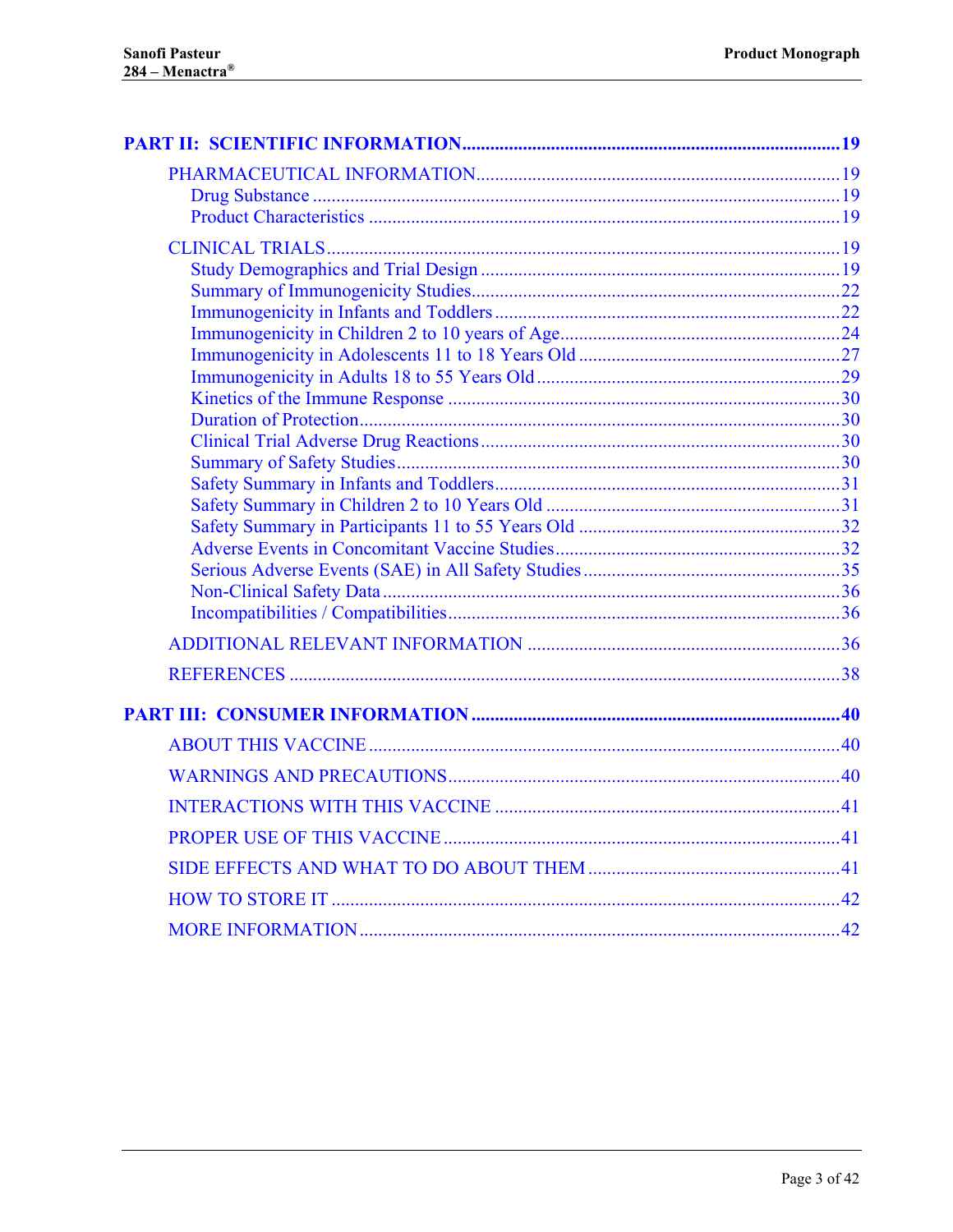**PART II: SCIENTIFIC INFORMATION .................................................................................19**

PHARMACEUTICAL INFORMATION.............................................................................19
- Drug Substance ................................................................................................19
- Product Characteristics ....................................................................................19

CLINICAL TRIALS..........................................................................................................19
- Study Demographics and Trial Design .............................................................19
- Summary of Immunogenicity Studies................................................................22
- Immunogenicity in Infants and Toddlers ..........................................................22
- Immunogenicity in Children 2 to 10 years of Age.............................................24
- Immunogenicity in Adolescents 11 to 18 Years Old .........................................27
- Immunogenicity in Adults 18 to 55 Years Old ..................................................29
- Kinetics of the Immune Response .....................................................................30
- Duration of Protection.......................................................................................30
- Clinical Trial Adverse Drug Reactions..............................................................30
- Summary of Safety Studies................................................................................30
- Safety Summary in Infants and Toddlers...........................................................31
- Safety Summary in Children 2 to 10 Years Old ................................................31
- Safety Summary in Participants 11 to 55 Years Old .........................................32
- Adverse Events in Concomitant Vaccine Studies..............................................32
- Serious Adverse Events (SAE) in All Safety Studies ........................................35
- Non-Clinical Safety Data...................................................................................36
- Incompatibilities / Compatibilities....................................................................36

ADDITIONAL RELEVANT INFORMATION ...................................................................36

REFERENCES ......................................................................................................................38

**PART III: CONSUMER INFORMATION ..............................................................................40**

ABOUT THIS VACCINE .....................................................................................................40

WARNINGS AND PRECAUTIONS.....................................................................................40

INTERACTIONS WITH THIS VACCINE ...........................................................................41

PROPER USE OF THIS VACCINE .....................................................................................41

SIDE EFFECTS AND WHAT TO DO ABOUT THEM ......................................................41

HOW TO STORE IT ..............................................................................................................42

MORE INFORMATION .......................................................................................................42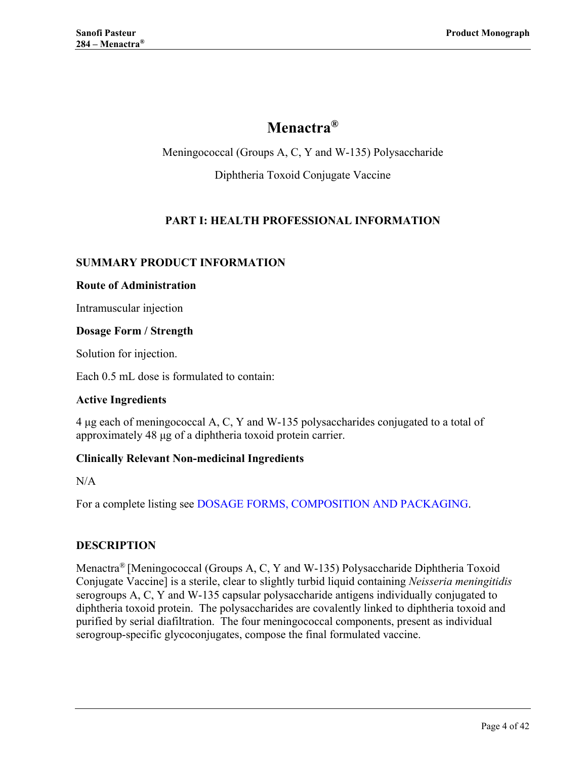# Menactra®

Meningococcal (Groups A, C, Y and W-135) Polysaccharide

Diphtheria Toxoid Conjugate Vaccine

## PART I: HEALTH PROFESSIONAL INFORMATION

### SUMMARY PRODUCT INFORMATION

**Route of Administration**

Intramuscular injection

**Dosage Form / Strength**

Solution for injection.

Each 0.5 mL dose is formulated to contain:

**Active Ingredients**

4 µg each of meningococcal A, C, Y and W-135 polysaccharides conjugated to a total of approximately 48 µg of a diphtheria toxoid protein carrier.

**Clinically Relevant Non-medicinal Ingredients**

N/A

For a complete listing see DOSAGE FORMS, COMPOSITION AND PACKAGING.

### DESCRIPTION

Menactra® [Meningococcal (Groups A, C, Y and W-135) Polysaccharide Diphtheria Toxoid Conjugate Vaccine] is a sterile, clear to slightly turbid liquid containing *Neisseria meningitidis* serogroups A, C, Y and W-135 capsular polysaccharide antigens individually conjugated to diphtheria toxoid protein. The polysaccharides are covalently linked to diphtheria toxoid and purified by serial diafiltration. The four meningococcal components, present as individual serogroup-specific glycoconjugates, compose the final formulated vaccine.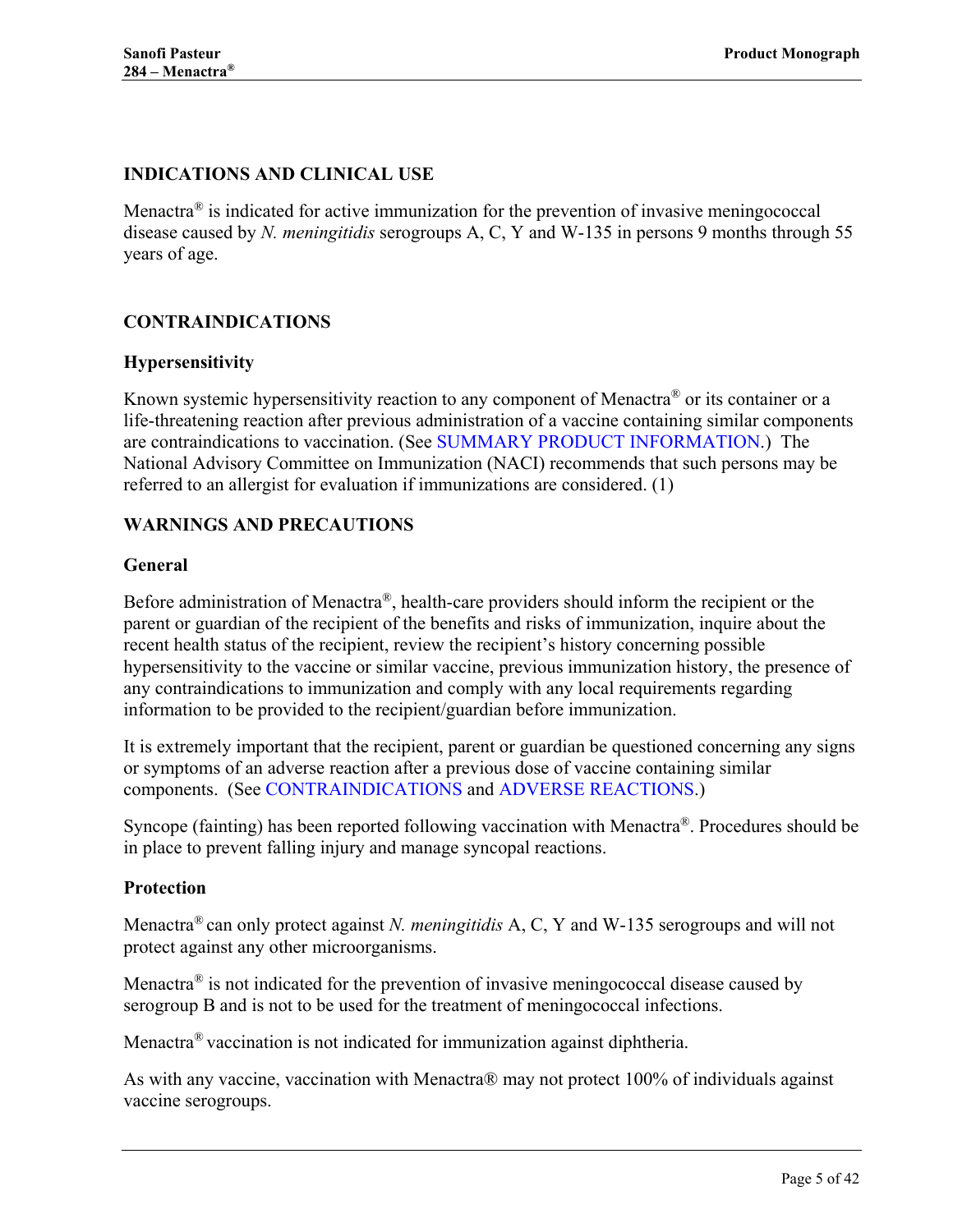## INDICATIONS AND CLINICAL USE

Menactra® is indicated for active immunization for the prevention of invasive meningococcal disease caused by *N. meningitidis* serogroups A, C, Y and W-135 in persons 9 months through 55 years of age.

## CONTRAINDICATIONS

### Hypersensitivity

Known systemic hypersensitivity reaction to any component of Menactra® or its container or a life-threatening reaction after previous administration of a vaccine containing similar components are contraindications to vaccination. (See SUMMARY PRODUCT INFORMATION.) The National Advisory Committee on Immunization (NACI) recommends that such persons may be referred to an allergist for evaluation if immunizations are considered. (1)

## WARNINGS AND PRECAUTIONS

### General

Before administration of Menactra®, health-care providers should inform the recipient or the parent or guardian of the recipient of the benefits and risks of immunization, inquire about the recent health status of the recipient, review the recipient's history concerning possible hypersensitivity to the vaccine or similar vaccine, previous immunization history, the presence of any contraindications to immunization and comply with any local requirements regarding information to be provided to the recipient/guardian before immunization.

It is extremely important that the recipient, parent or guardian be questioned concerning any signs or symptoms of an adverse reaction after a previous dose of vaccine containing similar components. (See CONTRAINDICATIONS and ADVERSE REACTIONS.)

Syncope (fainting) has been reported following vaccination with Menactra®. Procedures should be in place to prevent falling injury and manage syncopal reactions.

### Protection

Menactra® can only protect against *N. meningitidis* A, C, Y and W-135 serogroups and will not protect against any other microorganisms.

Menactra® is not indicated for the prevention of invasive meningococcal disease caused by serogroup B and is not to be used for the treatment of meningococcal infections.

Menactra® vaccination is not indicated for immunization against diphtheria.

As with any vaccine, vaccination with Menactra® may not protect 100% of individuals against vaccine serogroups.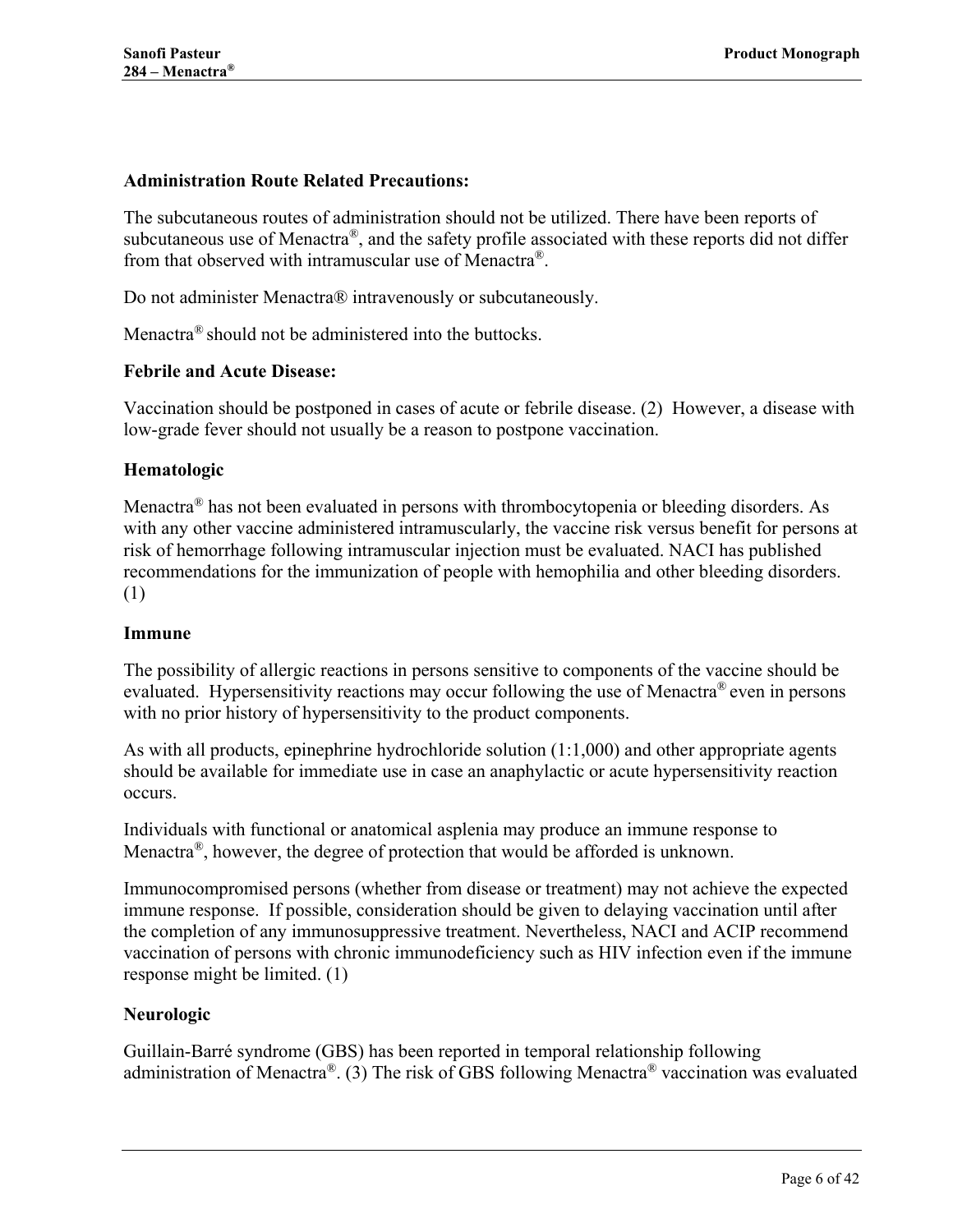**Administration Route Related Precautions:**

The subcutaneous routes of administration should not be utilized. There have been reports of subcutaneous use of Menactra®, and the safety profile associated with these reports did not differ from that observed with intramuscular use of Menactra®.

Do not administer Menactra® intravenously or subcutaneously.

Menactra® should not be administered into the buttocks.

**Febrile and Acute Disease:**

Vaccination should be postponed in cases of acute or febrile disease. (2) However, a disease with low-grade fever should not usually be a reason to postpone vaccination.

**Hematologic**

Menactra® has not been evaluated in persons with thrombocytopenia or bleeding disorders. As with any other vaccine administered intramuscularly, the vaccine risk versus benefit for persons at risk of hemorrhage following intramuscular injection must be evaluated. NACI has published recommendations for the immunization of people with hemophilia and other bleeding disorders. (1)

**Immune**

The possibility of allergic reactions in persons sensitive to components of the vaccine should be evaluated. Hypersensitivity reactions may occur following the use of Menactra® even in persons with no prior history of hypersensitivity to the product components.

As with all products, epinephrine hydrochloride solution (1:1,000) and other appropriate agents should be available for immediate use in case an anaphylactic or acute hypersensitivity reaction occurs.

Individuals with functional or anatomical asplenia may produce an immune response to Menactra®, however, the degree of protection that would be afforded is unknown.

Immunocompromised persons (whether from disease or treatment) may not achieve the expected immune response. If possible, consideration should be given to delaying vaccination until after the completion of any immunosuppressive treatment. Nevertheless, NACI and ACIP recommend vaccination of persons with chronic immunodeficiency such as HIV infection even if the immune response might be limited. (1)

**Neurologic**

Guillain-Barré syndrome (GBS) has been reported in temporal relationship following administration of Menactra®. (3) The risk of GBS following Menactra® vaccination was evaluated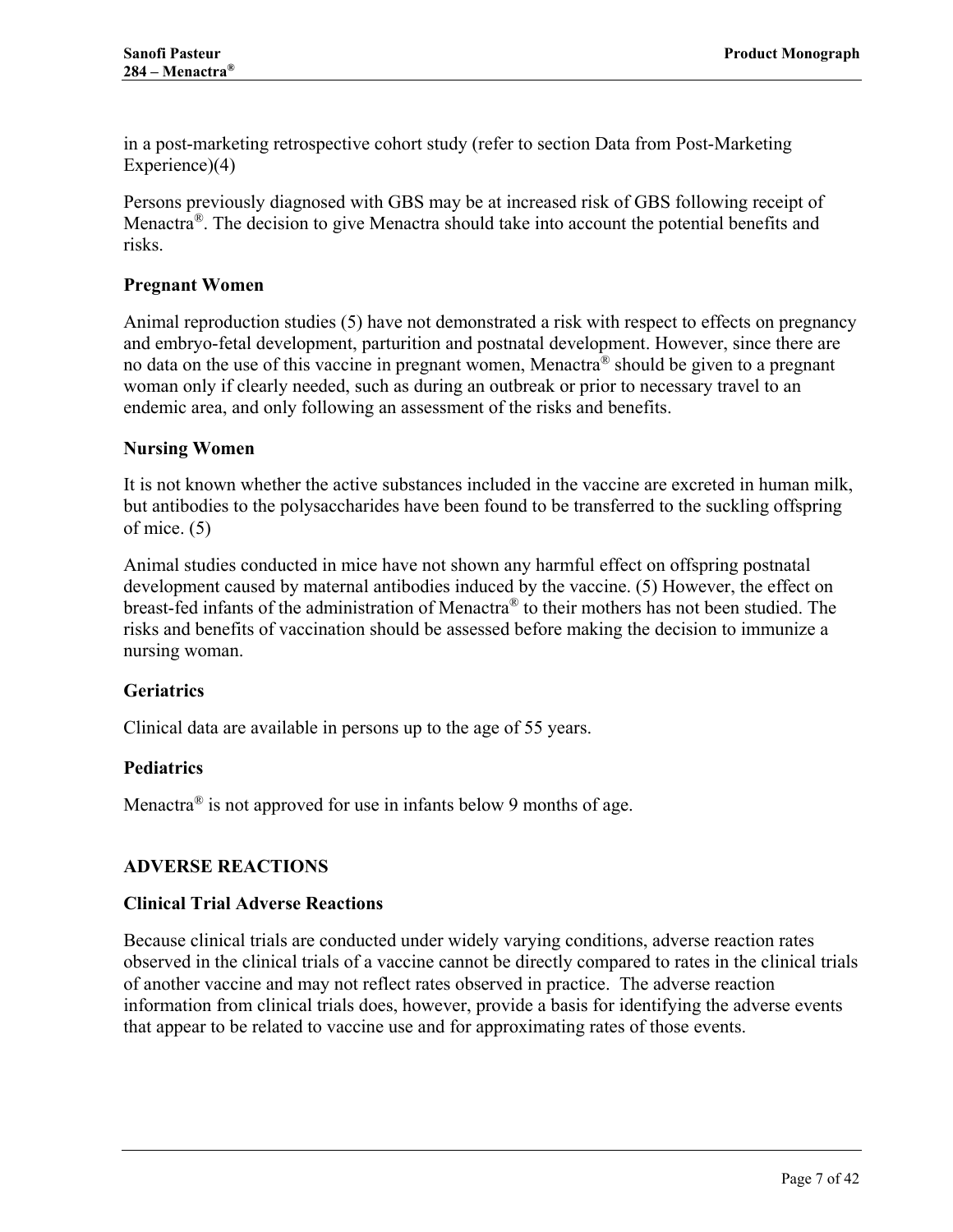in a post-marketing retrospective cohort study (refer to section Data from Post-Marketing Experience)(4)

Persons previously diagnosed with GBS may be at increased risk of GBS following receipt of Menactra®. The decision to give Menactra should take into account the potential benefits and risks.

### Pregnant Women

Animal reproduction studies (5) have not demonstrated a risk with respect to effects on pregnancy and embryo-fetal development, parturition and postnatal development. However, since there are no data on the use of this vaccine in pregnant women, Menactra® should be given to a pregnant woman only if clearly needed, such as during an outbreak or prior to necessary travel to an endemic area, and only following an assessment of the risks and benefits.

### Nursing Women

It is not known whether the active substances included in the vaccine are excreted in human milk, but antibodies to the polysaccharides have been found to be transferred to the suckling offspring of mice. (5)

Animal studies conducted in mice have not shown any harmful effect on offspring postnatal development caused by maternal antibodies induced by the vaccine. (5) However, the effect on breast-fed infants of the administration of Menactra® to their mothers has not been studied. The risks and benefits of vaccination should be assessed before making the decision to immunize a nursing woman.

### Geriatrics

Clinical data are available in persons up to the age of 55 years.

### Pediatrics

Menactra® is not approved for use in infants below 9 months of age.

## ADVERSE REACTIONS

### Clinical Trial Adverse Reactions

Because clinical trials are conducted under widely varying conditions, adverse reaction rates observed in the clinical trials of a vaccine cannot be directly compared to rates in the clinical trials of another vaccine and may not reflect rates observed in practice. The adverse reaction information from clinical trials does, however, provide a basis for identifying the adverse events that appear to be related to vaccine use and for approximating rates of those events.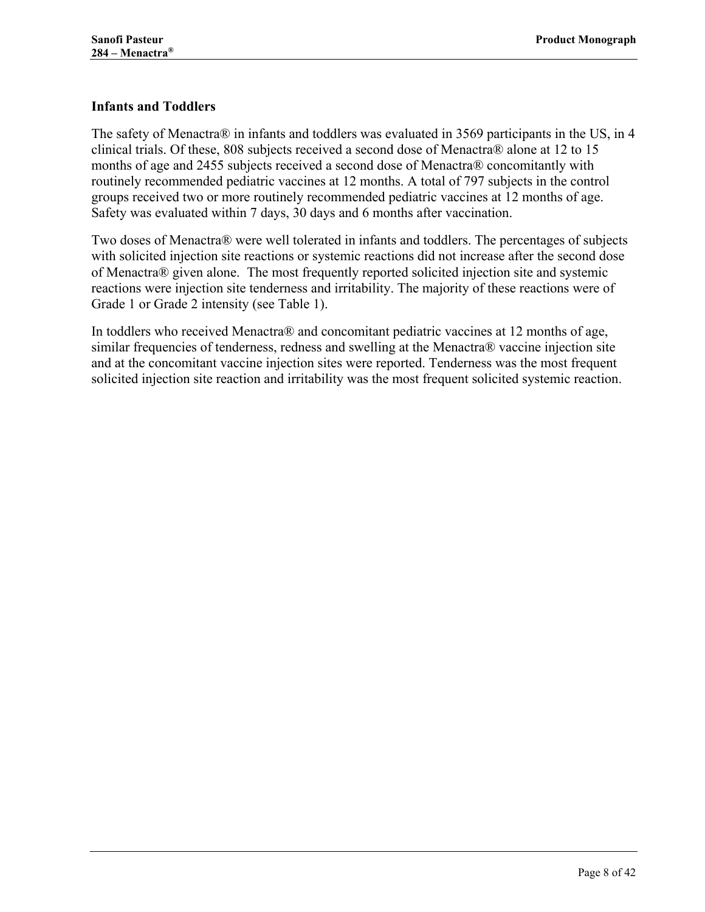### Infants and Toddlers

The safety of Menactra® in infants and toddlers was evaluated in 3569 participants in the US, in 4 clinical trials. Of these, 808 subjects received a second dose of Menactra® alone at 12 to 15 months of age and 2455 subjects received a second dose of Menactra® concomitantly with routinely recommended pediatric vaccines at 12 months. A total of 797 subjects in the control groups received two or more routinely recommended pediatric vaccines at 12 months of age. Safety was evaluated within 7 days, 30 days and 6 months after vaccination.

Two doses of Menactra® were well tolerated in infants and toddlers. The percentages of subjects with solicited injection site reactions or systemic reactions did not increase after the second dose of Menactra® given alone. The most frequently reported solicited injection site and systemic reactions were injection site tenderness and irritability. The majority of these reactions were of Grade 1 or Grade 2 intensity (see Table 1).

In toddlers who received Menactra® and concomitant pediatric vaccines at 12 months of age, similar frequencies of tenderness, redness and swelling at the Menactra® vaccine injection site and at the concomitant vaccine injection sites were reported. Tenderness was the most frequent solicited injection site reaction and irritability was the most frequent solicited systemic reaction.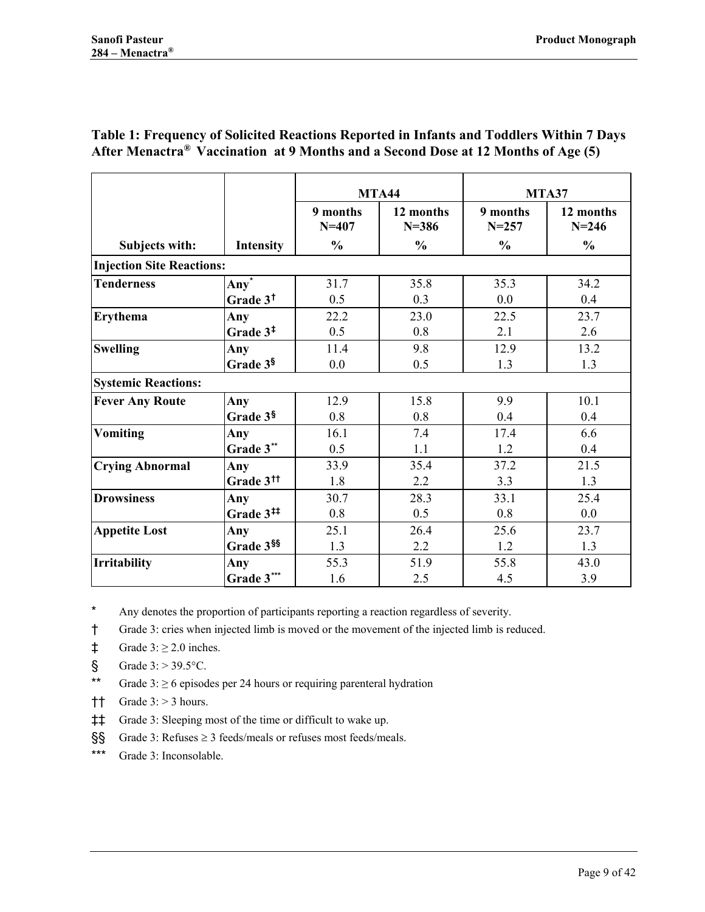**Table 1: Frequency of Solicited Reactions Reported in Infants and Toddlers Within 7 Days After Menactra® Vaccination at 9 Months and a Second Dose at 12 Months of Age (5)**

| | | MTA44 | | MTA37 | |
|---|---|---|---|---|---|
| | | 9 months N=407 | 12 months N=386 | 9 months N=257 | 12 months N=246 |
| **Subjects with:** | **Intensity** | **%** | **%** | **%** | **%** |
| **Injection Site Reactions:** | | | | | |
| **Tenderness** | Any* | 31.7 | 35.8 | 35.3 | 34.2 |
| | Grade 3† | 0.5 | 0.3 | 0.0 | 0.4 |
| **Erythema** | Any | 22.2 | 23.0 | 22.5 | 23.7 |
| | Grade 3‡ | 0.5 | 0.8 | 2.1 | 2.6 |
| **Swelling** | Any | 11.4 | 9.8 | 12.9 | 13.2 |
| | Grade 3§ | 0.0 | 0.5 | 1.3 | 1.3 |
| **Systemic Reactions:** | | | | | |
| **Fever Any Route** | Any | 12.9 | 15.8 | 9.9 | 10.1 |
| | Grade 3§ | 0.8 | 0.8 | 0.4 | 0.4 |
| **Vomiting** | Any | 16.1 | 7.4 | 17.4 | 6.6 |
| | Grade 3** | 0.5 | 1.1 | 1.2 | 0.4 |
| **Crying Abnormal** | Any | 33.9 | 35.4 | 37.2 | 21.5 |
| | Grade 3†† | 1.8 | 2.2 | 3.3 | 1.3 |
| **Drowsiness** | Any | 30.7 | 28.3 | 33.1 | 25.4 |
| | Grade 3‡‡ | 0.8 | 0.5 | 0.8 | 0.0 |
| **Appetite Lost** | Any | 25.1 | 26.4 | 25.6 | 23.7 |
| | Grade 3§§ | 1.3 | 2.2 | 1.2 | 1.3 |
| **Irritability** | Any | 55.3 | 51.9 | 55.8 | 43.0 |
| | Grade 3*** | 1.6 | 2.5 | 4.5 | 3.9 |

\* Any denotes the proportion of participants reporting a reaction regardless of severity.

† Grade 3: cries when injected limb is moved or the movement of the injected limb is reduced.

‡ Grade 3: ≥ 2.0 inches.

§ Grade 3: > 39.5°C.

** Grade 3: ≥ 6 episodes per 24 hours or requiring parenteral hydration

†† Grade 3: > 3 hours.

‡‡ Grade 3: Sleeping most of the time or difficult to wake up.

§§ Grade 3: Refuses ≥ 3 feeds/meals or refuses most feeds/meals.

*** Grade 3: Inconsolable.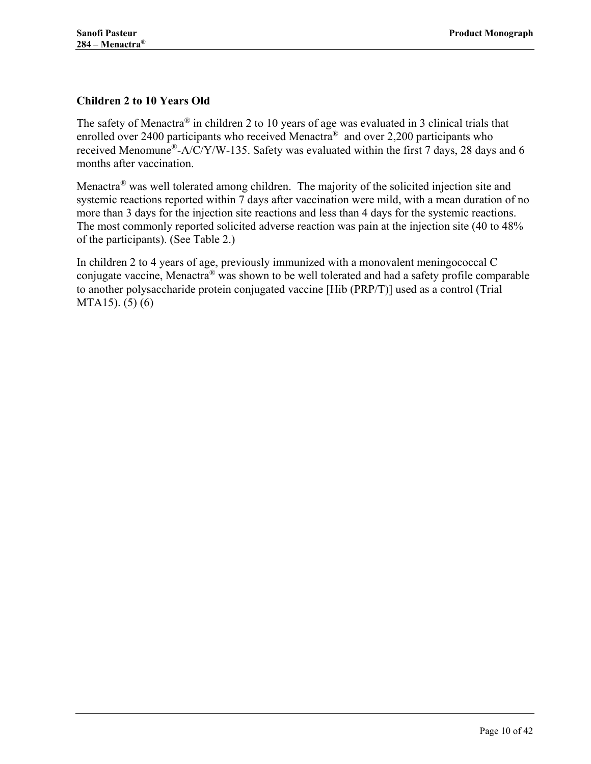### Children 2 to 10 Years Old

The safety of Menactra® in children 2 to 10 years of age was evaluated in 3 clinical trials that enrolled over 2400 participants who received Menactra® and over 2,200 participants who received Menomune®-A/C/Y/W-135. Safety was evaluated within the first 7 days, 28 days and 6 months after vaccination.

Menactra® was well tolerated among children. The majority of the solicited injection site and systemic reactions reported within 7 days after vaccination were mild, with a mean duration of no more than 3 days for the injection site reactions and less than 4 days for the systemic reactions. The most commonly reported solicited adverse reaction was pain at the injection site (40 to 48% of the participants). (See Table 2.)

In children 2 to 4 years of age, previously immunized with a monovalent meningococcal C conjugate vaccine, Menactra® was shown to be well tolerated and had a safety profile comparable to another polysaccharide protein conjugated vaccine [Hib (PRP/T)] used as a control (Trial MTA15). (5) (6)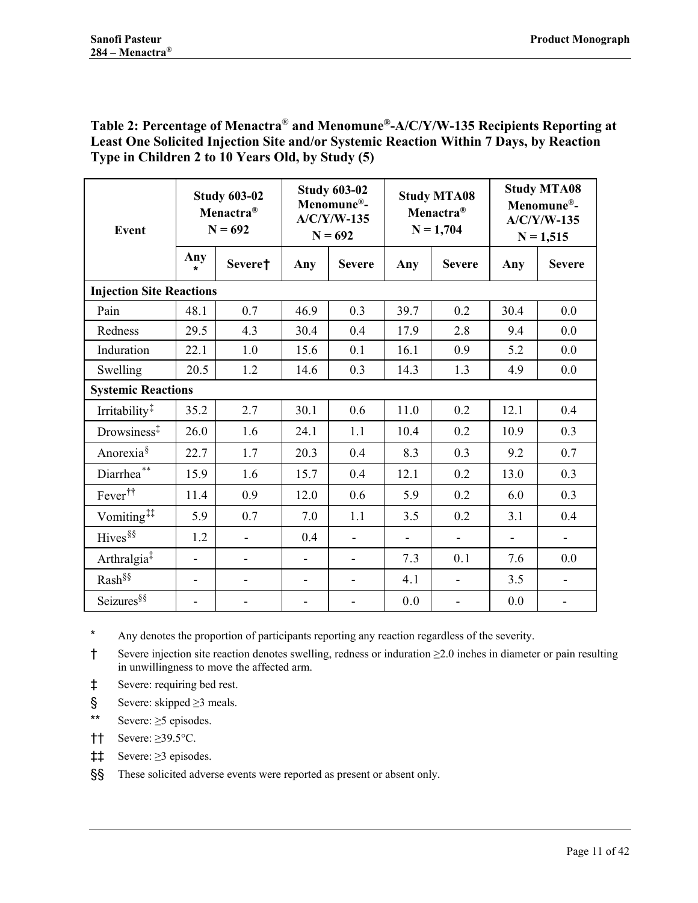**Table 2: Percentage of Menactra® and Menomune®-A/C/Y/W-135 Recipients Reporting at Least One Solicited Injection Site and/or Systemic Reaction Within 7 Days, by Reaction Type in Children 2 to 10 Years Old, by Study (5)**

| Event | Study 603-02 Menactra® N = 692 | | Study 603-02 Menomune®-A/C/Y/W-135 N = 692 | | Study MTA08 Menactra® N = 1,704 | | Study MTA08 Menomune®-A/C/Y/W-135 N = 1,515 | |
|---|---|---|---|---|---|---|---|---|
| | Any * | Severe† | Any | Severe | Any | Severe | Any | Severe |
| **Injection Site Reactions** | | | | | | | | |
| Pain | 48.1 | 0.7 | 46.9 | 0.3 | 39.7 | 0.2 | 30.4 | 0.0 |
| Redness | 29.5 | 4.3 | 30.4 | 0.4 | 17.9 | 2.8 | 9.4 | 0.0 |
| Induration | 22.1 | 1.0 | 15.6 | 0.1 | 16.1 | 0.9 | 5.2 | 0.0 |
| Swelling | 20.5 | 1.2 | 14.6 | 0.3 | 14.3 | 1.3 | 4.9 | 0.0 |
| **Systemic Reactions** | | | | | | | | |
| Irritability‡ | 35.2 | 2.7 | 30.1 | 0.6 | 11.0 | 0.2 | 12.1 | 0.4 |
| Drowsiness‡ | 26.0 | 1.6 | 24.1 | 1.1 | 10.4 | 0.2 | 10.9 | 0.3 |
| Anorexia§ | 22.7 | 1.7 | 20.3 | 0.4 | 8.3 | 0.3 | 9.2 | 0.7 |
| Diarrhea** | 15.9 | 1.6 | 15.7 | 0.4 | 12.1 | 0.2 | 13.0 | 0.3 |
| Fever†† | 11.4 | 0.9 | 12.0 | 0.6 | 5.9 | 0.2 | 6.0 | 0.3 |
| Vomiting‡‡ | 5.9 | 0.7 | 7.0 | 1.1 | 3.5 | 0.2 | 3.1 | 0.4 |
| Hives§§ | 1.2 | - | 0.4 | - | - | - | - | - |
| Arthralgia‡ | - | - | - | - | 7.3 | 0.1 | 7.6 | 0.0 |
| Rash§§ | - | - | - | - | 4.1 | - | 3.5 | - |
| Seizures§§ | - | - | - | - | 0.0 | - | 0.0 | - |

\* Any denotes the proportion of participants reporting any reaction regardless of the severity.

† Severe injection site reaction denotes swelling, redness or induration ≥2.0 inches in diameter or pain resulting in unwillingness to move the affected arm.

‡ Severe: requiring bed rest.

§ Severe: skipped ≥3 meals.

** Severe: ≥5 episodes.

†† Severe: ≥39.5°C.

‡‡ Severe: ≥3 episodes.

§§ These solicited adverse events were reported as present or absent only.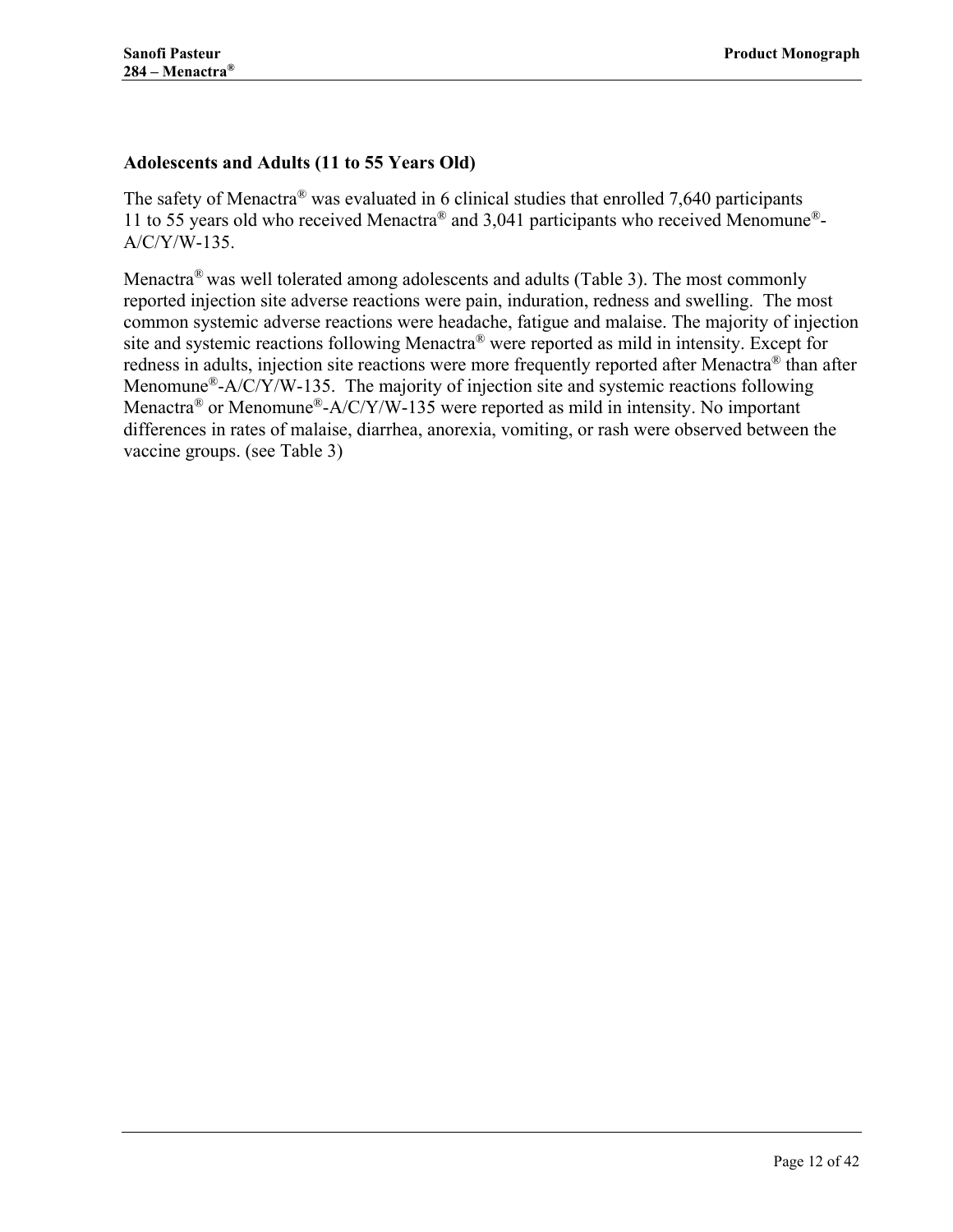### Adolescents and Adults (11 to 55 Years Old)

The safety of Menactra® was evaluated in 6 clinical studies that enrolled 7,640 participants 11 to 55 years old who received Menactra® and 3,041 participants who received Menomune®-A/C/Y/W-135.

Menactra® was well tolerated among adolescents and adults (Table 3). The most commonly reported injection site adverse reactions were pain, induration, redness and swelling. The most common systemic adverse reactions were headache, fatigue and malaise. The majority of injection site and systemic reactions following Menactra® were reported as mild in intensity. Except for redness in adults, injection site reactions were more frequently reported after Menactra® than after Menomune®-A/C/Y/W-135. The majority of injection site and systemic reactions following Menactra® or Menomune®-A/C/Y/W-135 were reported as mild in intensity. No important differences in rates of malaise, diarrhea, anorexia, vomiting, or rash were observed between the vaccine groups. (see Table 3)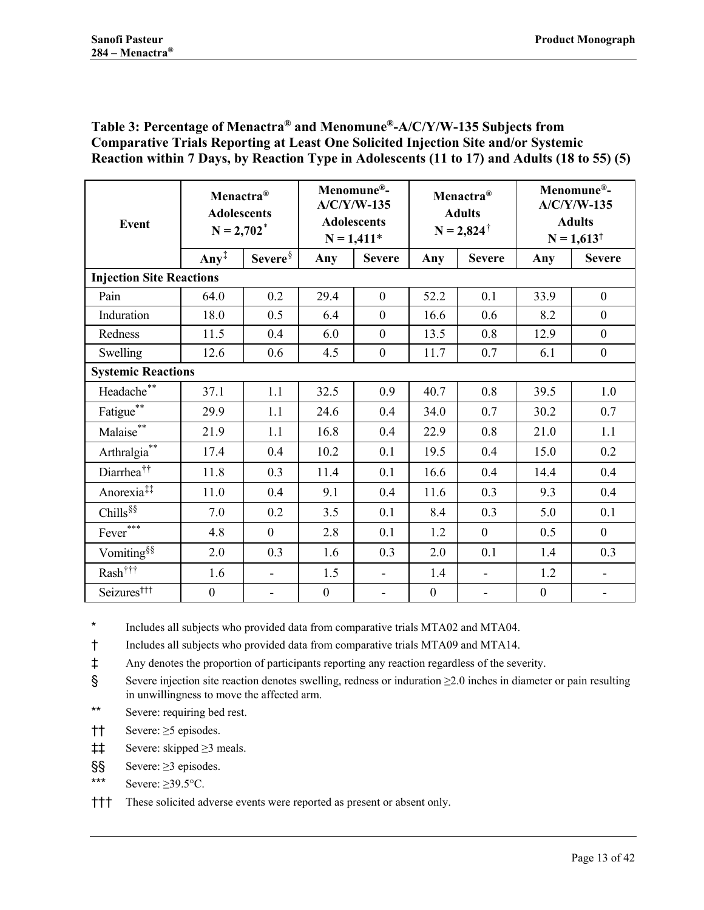**Table 3: Percentage of Menactra® and Menomune®-A/C/Y/W-135 Subjects from Comparative Trials Reporting at Least One Solicited Injection Site and/or Systemic Reaction within 7 Days, by Reaction Type in Adolescents (11 to 17) and Adults (18 to 55) (5)**

| Event | Menactra® Adolescents N = 2,702* | | Menomune®-A/C/Y/W-135 Adolescents N = 1,411* | | Menactra® Adults N = 2,824† | | Menomune®-A/C/Y/W-135 Adults N = 1,613† | |
|---|---|---|---|---|---|---|---|---|
| | Any‡ | Severe§ | Any | Severe | Any | Severe | Any | Severe |
| **Injection Site Reactions** | | | | | | | | |
| Pain | 64.0 | 0.2 | 29.4 | 0 | 52.2 | 0.1 | 33.9 | 0 |
| Induration | 18.0 | 0.5 | 6.4 | 0 | 16.6 | 0.6 | 8.2 | 0 |
| Redness | 11.5 | 0.4 | 6.0 | 0 | 13.5 | 0.8 | 12.9 | 0 |
| Swelling | 12.6 | 0.6 | 4.5 | 0 | 11.7 | 0.7 | 6.1 | 0 |
| **Systemic Reactions** | | | | | | | | |
| Headache** | 37.1 | 1.1 | 32.5 | 0.9 | 40.7 | 0.8 | 39.5 | 1.0 |
| Fatigue** | 29.9 | 1.1 | 24.6 | 0.4 | 34.0 | 0.7 | 30.2 | 0.7 |
| Malaise** | 21.9 | 1.1 | 16.8 | 0.4 | 22.9 | 0.8 | 21.0 | 1.1 |
| Arthralgia** | 17.4 | 0.4 | 10.2 | 0.1 | 19.5 | 0.4 | 15.0 | 0.2 |
| Diarrhea†† | 11.8 | 0.3 | 11.4 | 0.1 | 16.6 | 0.4 | 14.4 | 0.4 |
| Anorexia‡‡ | 11.0 | 0.4 | 9.1 | 0.4 | 11.6 | 0.3 | 9.3 | 0.4 |
| Chills§§ | 7.0 | 0.2 | 3.5 | 0.1 | 8.4 | 0.3 | 5.0 | 0.1 |
| Fever*** | 4.8 | 0 | 2.8 | 0.1 | 1.2 | 0 | 0.5 | 0 |
| Vomiting§§ | 2.0 | 0.3 | 1.6 | 0.3 | 2.0 | 0.1 | 1.4 | 0.3 |
| Rash††† | 1.6 | - | 1.5 | - | 1.4 | - | 1.2 | - |
| Seizures††† | 0 | - | 0 | - | 0 | - | 0 | - |

\* Includes all subjects who provided data from comparative trials MTA02 and MTA04.

† Includes all subjects who provided data from comparative trials MTA09 and MTA14.

‡ Any denotes the proportion of participants reporting any reaction regardless of the severity.

§ Severe injection site reaction denotes swelling, redness or induration ≥2.0 inches in diameter or pain resulting in unwillingness to move the affected arm.

** Severe: requiring bed rest.

†† Severe: ≥5 episodes.

‡‡ Severe: skipped ≥3 meals.

§§ Severe: ≥3 episodes.

*** Severe: ≥39.5°C.

††† These solicited adverse events were reported as present or absent only.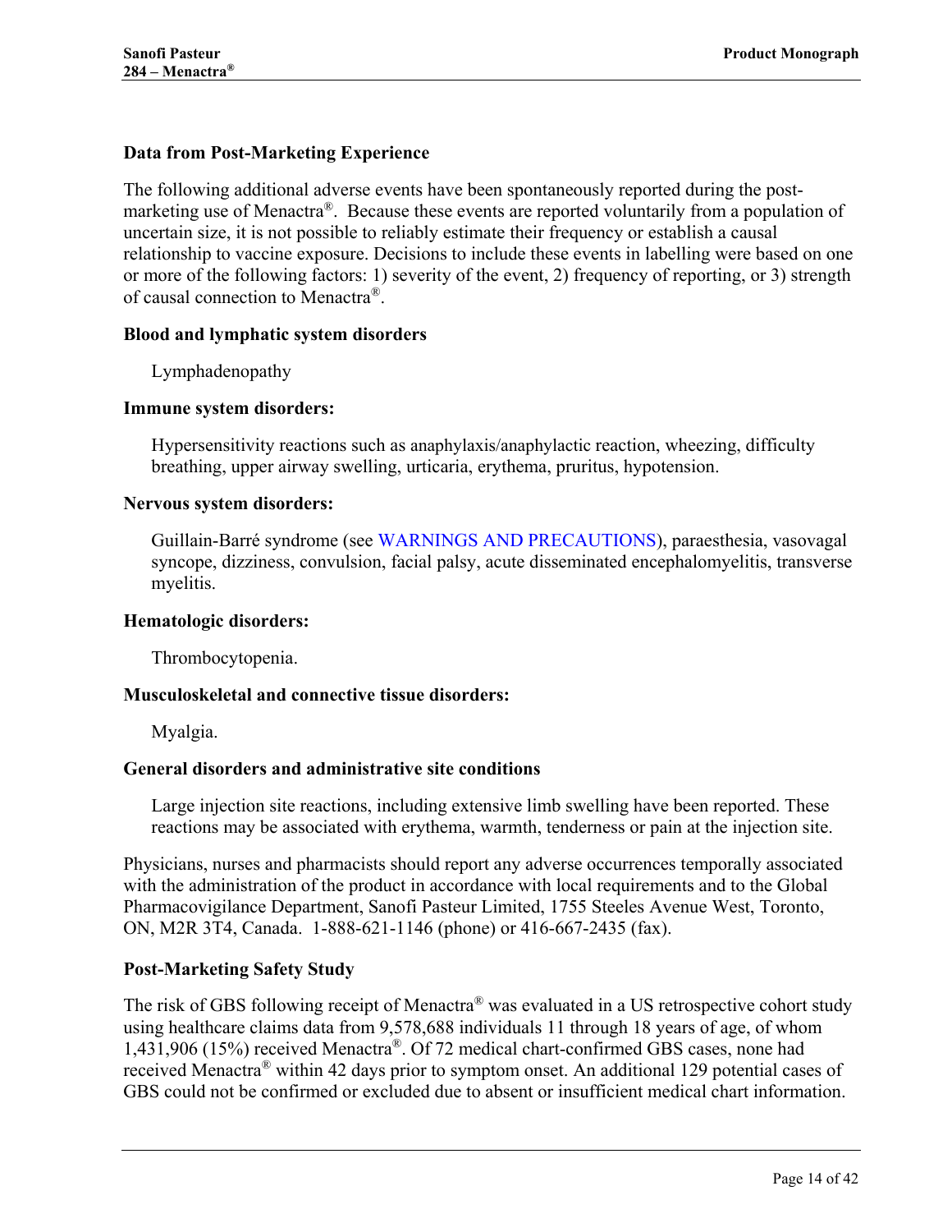### Data from Post-Marketing Experience

The following additional adverse events have been spontaneously reported during the post-marketing use of Menactra®. Because these events are reported voluntarily from a population of uncertain size, it is not possible to reliably estimate their frequency or establish a causal relationship to vaccine exposure. Decisions to include these events in labelling were based on one or more of the following factors: 1) severity of the event, 2) frequency of reporting, or 3) strength of causal connection to Menactra®.

**Blood and lymphatic system disorders**

Lymphadenopathy

**Immune system disorders:**

Hypersensitivity reactions such as anaphylaxis/anaphylactic reaction, wheezing, difficulty breathing, upper airway swelling, urticaria, erythema, pruritus, hypotension.

**Nervous system disorders:**

Guillain-Barré syndrome (see WARNINGS AND PRECAUTIONS), paraesthesia, vasovagal syncope, dizziness, convulsion, facial palsy, acute disseminated encephalomyelitis, transverse myelitis.

**Hematologic disorders:**

Thrombocytopenia.

**Musculoskeletal and connective tissue disorders:**

Myalgia.

**General disorders and administrative site conditions**

Large injection site reactions, including extensive limb swelling have been reported. These reactions may be associated with erythema, warmth, tenderness or pain at the injection site.

Physicians, nurses and pharmacists should report any adverse occurrences temporally associated with the administration of the product in accordance with local requirements and to the Global Pharmacovigilance Department, Sanofi Pasteur Limited, 1755 Steeles Avenue West, Toronto, ON, M2R 3T4, Canada. 1-888-621-1146 (phone) or 416-667-2435 (fax).

### Post-Marketing Safety Study

The risk of GBS following receipt of Menactra® was evaluated in a US retrospective cohort study using healthcare claims data from 9,578,688 individuals 11 through 18 years of age, of whom 1,431,906 (15%) received Menactra®. Of 72 medical chart-confirmed GBS cases, none had received Menactra® within 42 days prior to symptom onset. An additional 129 potential cases of GBS could not be confirmed or excluded due to absent or insufficient medical chart information.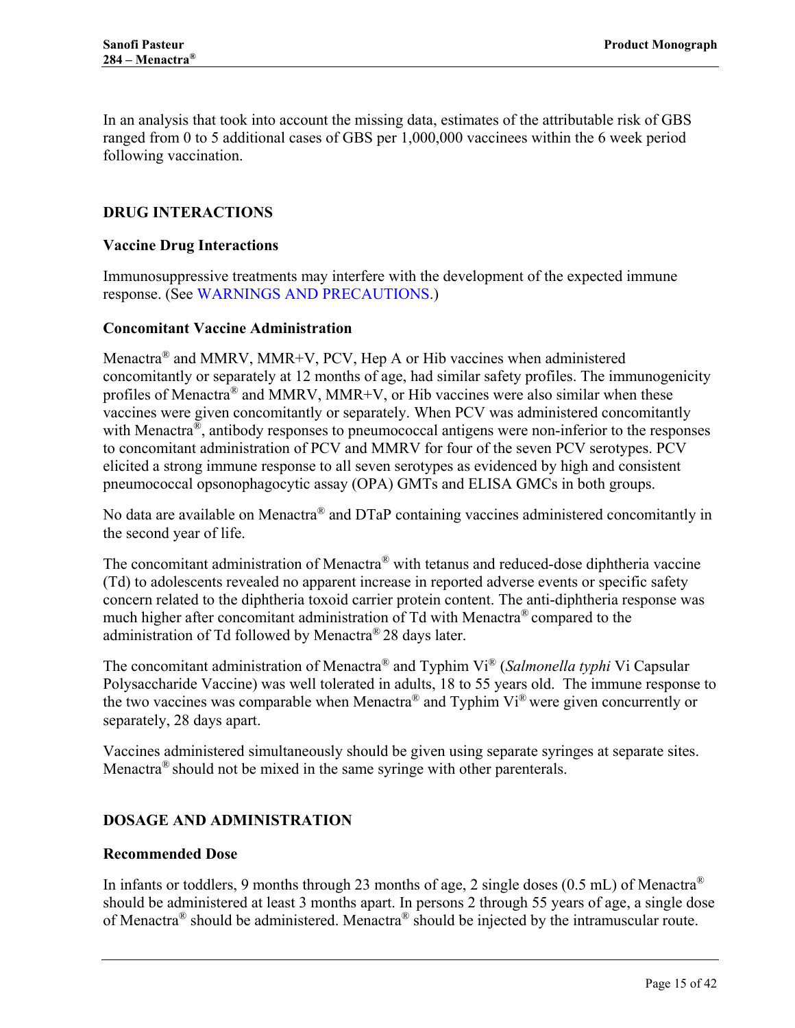In an analysis that took into account the missing data, estimates of the attributable risk of GBS ranged from 0 to 5 additional cases of GBS per 1,000,000 vaccinees within the 6 week period following vaccination.

## DRUG INTERACTIONS

### Vaccine Drug Interactions

Immunosuppressive treatments may interfere with the development of the expected immune response. (See WARNINGS AND PRECAUTIONS.)

### Concomitant Vaccine Administration

Menactra® and MMRV, MMR+V, PCV, Hep A or Hib vaccines when administered concomitantly or separately at 12 months of age, had similar safety profiles. The immunogenicity profiles of Menactra® and MMRV, MMR+V, or Hib vaccines were also similar when these vaccines were given concomitantly or separately. When PCV was administered concomitantly with Menactra®, antibody responses to pneumococcal antigens were non-inferior to the responses to concomitant administration of PCV and MMRV for four of the seven PCV serotypes. PCV elicited a strong immune response to all seven serotypes as evidenced by high and consistent pneumococcal opsonophagocytic assay (OPA) GMTs and ELISA GMCs in both groups.

No data are available on Menactra® and DTaP containing vaccines administered concomitantly in the second year of life.

The concomitant administration of Menactra® with tetanus and reduced-dose diphtheria vaccine (Td) to adolescents revealed no apparent increase in reported adverse events or specific safety concern related to the diphtheria toxoid carrier protein content. The anti-diphtheria response was much higher after concomitant administration of Td with Menactra® compared to the administration of Td followed by Menactra® 28 days later.

The concomitant administration of Menactra® and Typhim Vi® (*Salmonella typhi* Vi Capsular Polysaccharide Vaccine) was well tolerated in adults, 18 to 55 years old. The immune response to the two vaccines was comparable when Menactra® and Typhim Vi® were given concurrently or separately, 28 days apart.

Vaccines administered simultaneously should be given using separate syringes at separate sites. Menactra® should not be mixed in the same syringe with other parenterals.

## DOSAGE AND ADMINISTRATION

### Recommended Dose

In infants or toddlers, 9 months through 23 months of age, 2 single doses (0.5 mL) of Menactra® should be administered at least 3 months apart. In persons 2 through 55 years of age, a single dose of Menactra® should be administered. Menactra® should be injected by the intramuscular route.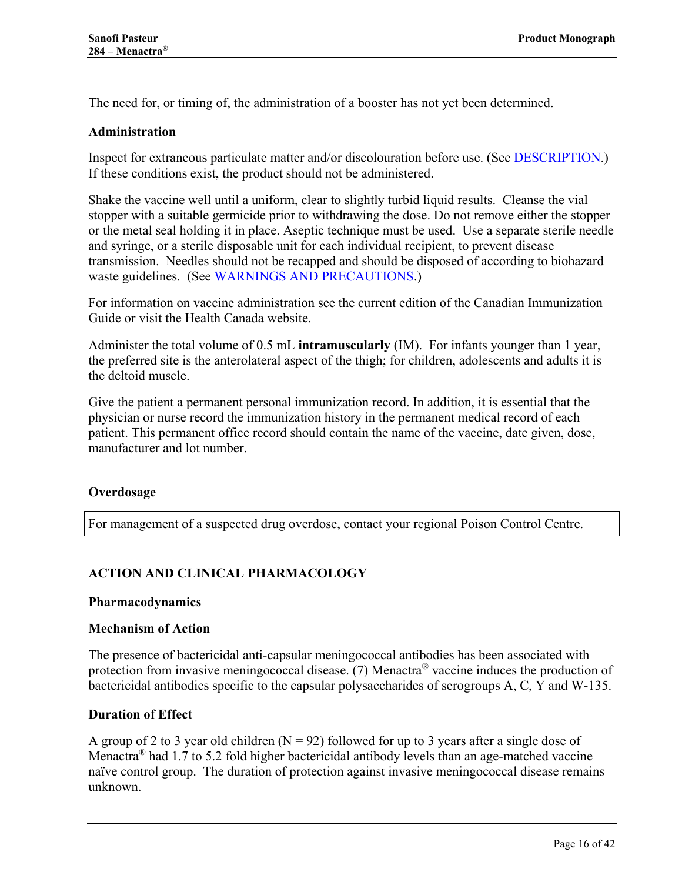The need for, or timing of, the administration of a booster has not yet been determined.

**Administration**

Inspect for extraneous particulate matter and/or discolouration before use. (See DESCRIPTION.) If these conditions exist, the product should not be administered.

Shake the vaccine well until a uniform, clear to slightly turbid liquid results. Cleanse the vial stopper with a suitable germicide prior to withdrawing the dose. Do not remove either the stopper or the metal seal holding it in place. Aseptic technique must be used. Use a separate sterile needle and syringe, or a sterile disposable unit for each individual recipient, to prevent disease transmission. Needles should not be recapped and should be disposed of according to biohazard waste guidelines. (See WARNINGS AND PRECAUTIONS.)

For information on vaccine administration see the current edition of the Canadian Immunization Guide or visit the Health Canada website.

Administer the total volume of 0.5 mL **intramuscularly** (IM). For infants younger than 1 year, the preferred site is the anterolateral aspect of the thigh; for children, adolescents and adults it is the deltoid muscle.

Give the patient a permanent personal immunization record. In addition, it is essential that the physician or nurse record the immunization history in the permanent medical record of each patient. This permanent office record should contain the name of the vaccine, date given, dose, manufacturer and lot number.

**Overdosage**

| For management of a suspected drug overdose, contact your regional Poison Control Centre. |
|---|

## ACTION AND CLINICAL PHARMACOLOGY

**Pharmacodynamics**

**Mechanism of Action**

The presence of bactericidal anti-capsular meningococcal antibodies has been associated with protection from invasive meningococcal disease. (7) Menactra® vaccine induces the production of bactericidal antibodies specific to the capsular polysaccharides of serogroups A, C, Y and W-135.

**Duration of Effect**

A group of 2 to 3 year old children (N = 92) followed for up to 3 years after a single dose of Menactra® had 1.7 to 5.2 fold higher bactericidal antibody levels than an age-matched vaccine naïve control group. The duration of protection against invasive meningococcal disease remains unknown.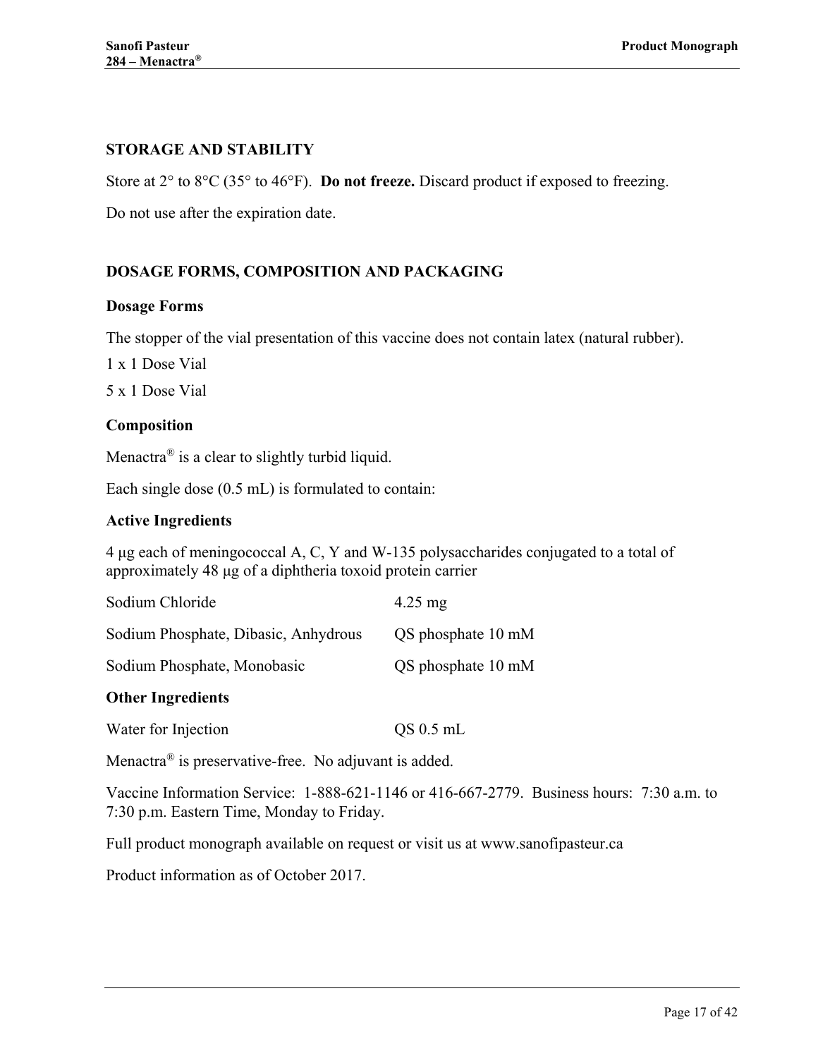## STORAGE AND STABILITY

Store at 2° to 8°C (35° to 46°F). **Do not freeze.** Discard product if exposed to freezing.

Do not use after the expiration date.

## DOSAGE FORMS, COMPOSITION AND PACKAGING

### Dosage Forms

The stopper of the vial presentation of this vaccine does not contain latex (natural rubber).

1 x 1 Dose Vial

5 x 1 Dose Vial

### Composition

Menactra® is a clear to slightly turbid liquid.

Each single dose (0.5 mL) is formulated to contain:

### Active Ingredients

4 µg each of meningococcal A, C, Y and W-135 polysaccharides conjugated to a total of approximately 48 µg of a diphtheria toxoid protein carrier

| | |
|---|---|
| Sodium Chloride | 4.25 mg |
| Sodium Phosphate, Dibasic, Anhydrous | QS phosphate 10 mM |
| Sodium Phosphate, Monobasic | QS phosphate 10 mM |

### Other Ingredients

| | |
|---|---|
| Water for Injection | QS 0.5 mL |

Menactra® is preservative-free. No adjuvant is added.

Vaccine Information Service: 1-888-621-1146 or 416-667-2779. Business hours: 7:30 a.m. to 7:30 p.m. Eastern Time, Monday to Friday.

Full product monograph available on request or visit us at www.sanofipasteur.ca

Product information as of October 2017.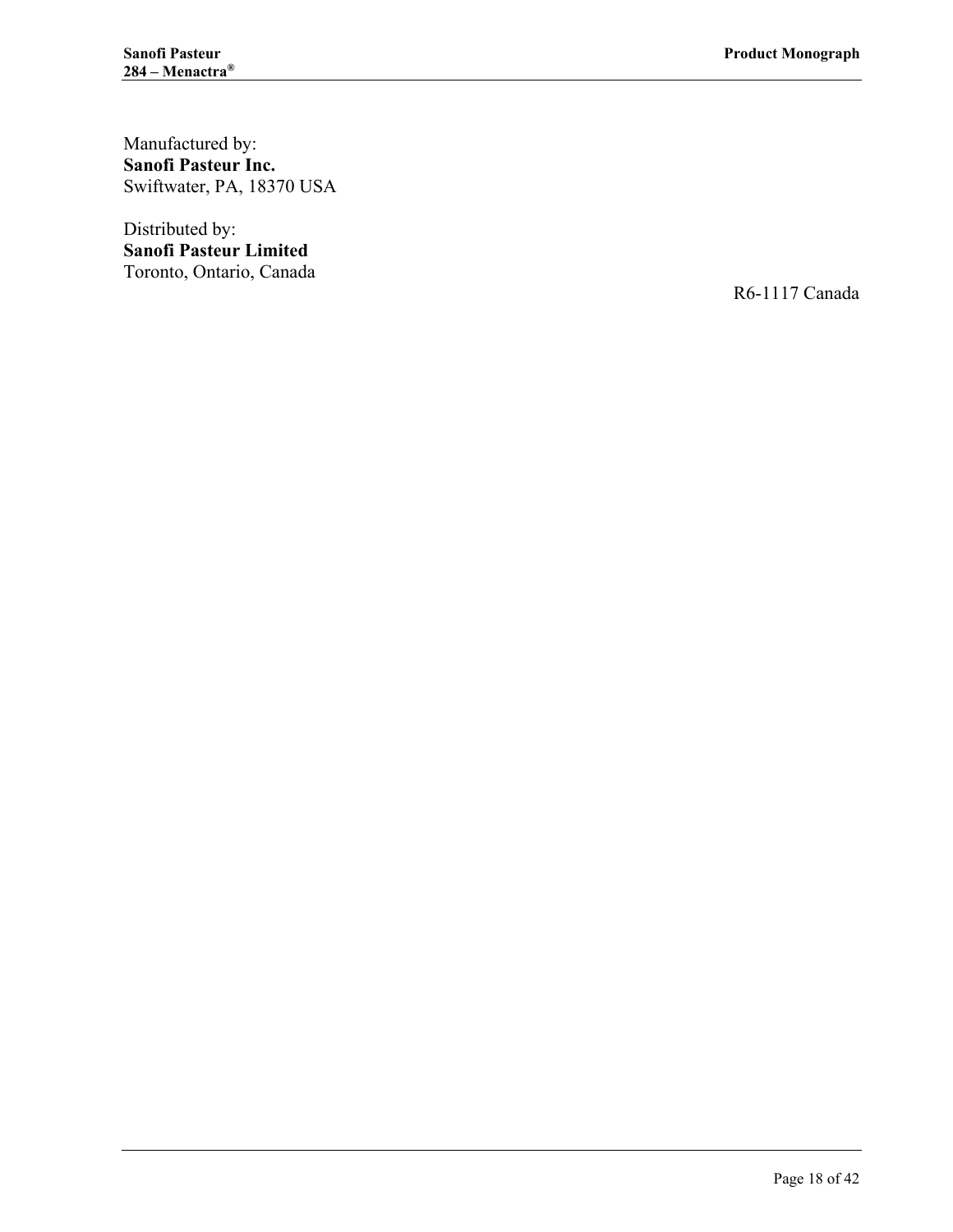Manufactured by:
**Sanofi Pasteur Inc.**
Swiftwater, PA, 18370 USA

Distributed by:
**Sanofi Pasteur Limited**
Toronto, Ontario, Canada

R6-1117 Canada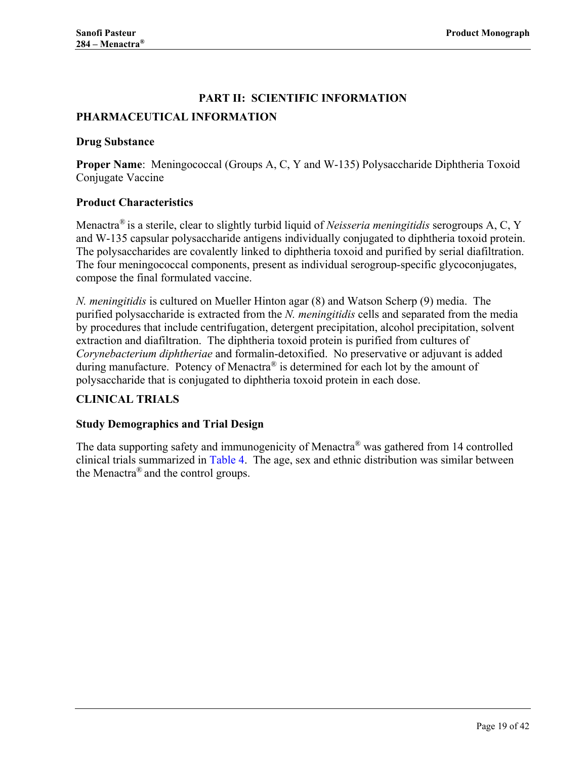# PART II: SCIENTIFIC INFORMATION

## PHARMACEUTICAL INFORMATION

### Drug Substance

**Proper Name**: Meningococcal (Groups A, C, Y and W-135) Polysaccharide Diphtheria Toxoid Conjugate Vaccine

### Product Characteristics

Menactra® is a sterile, clear to slightly turbid liquid of *Neisseria meningitidis* serogroups A, C, Y and W-135 capsular polysaccharide antigens individually conjugated to diphtheria toxoid protein. The polysaccharides are covalently linked to diphtheria toxoid and purified by serial diafiltration. The four meningococcal components, present as individual serogroup-specific glycoconjugates, compose the final formulated vaccine.

*N. meningitidis* is cultured on Mueller Hinton agar (8) and Watson Scherp (9) media. The purified polysaccharide is extracted from the *N. meningitidis* cells and separated from the media by procedures that include centrifugation, detergent precipitation, alcohol precipitation, solvent extraction and diafiltration. The diphtheria toxoid protein is purified from cultures of *Corynebacterium diphtheriae* and formalin-detoxified. No preservative or adjuvant is added during manufacture. Potency of Menactra® is determined for each lot by the amount of polysaccharide that is conjugated to diphtheria toxoid protein in each dose.

## CLINICAL TRIALS

### Study Demographics and Trial Design

The data supporting safety and immunogenicity of Menactra® was gathered from 14 controlled clinical trials summarized in Table 4. The age, sex and ethnic distribution was similar between the Menactra® and the control groups.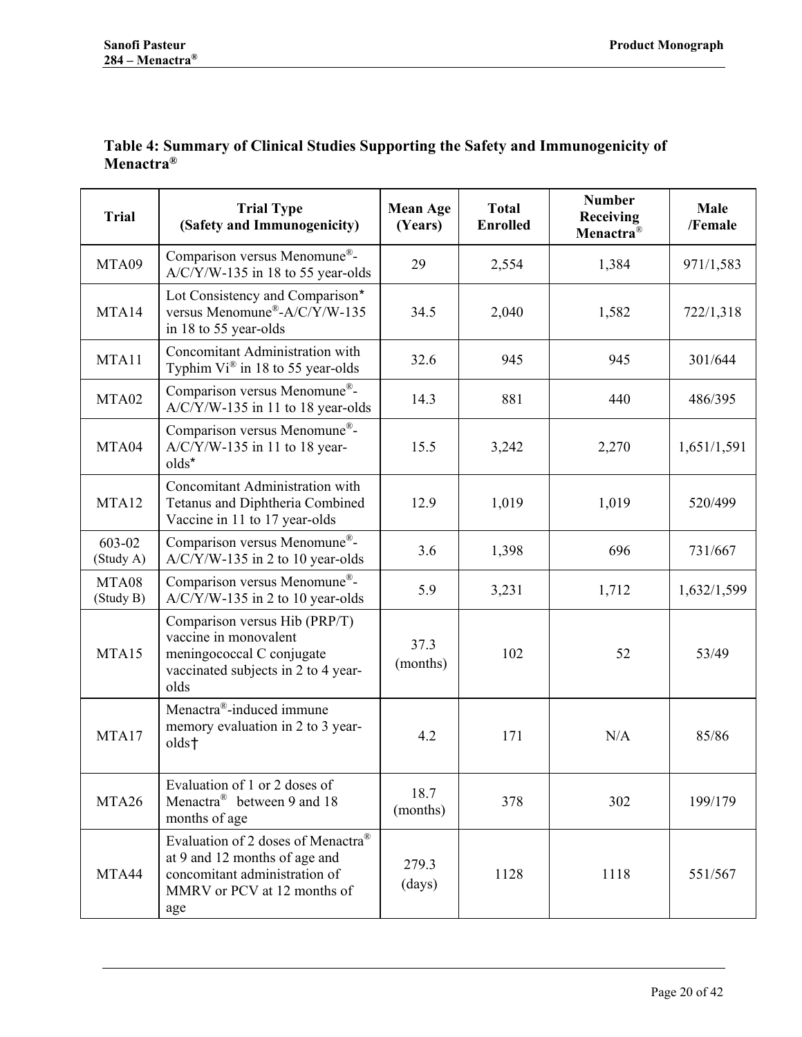**Table 4: Summary of Clinical Studies Supporting the Safety and Immunogenicity of Menactra®**

| Trial | Trial Type (Safety and Immunogenicity) | Mean Age (Years) | Total Enrolled | Number Receiving Menactra® | Male /Female |
|---|---|---|---|---|---|
| MTA09 | Comparison versus Menomune®-A/C/Y/W-135 in 18 to 55 year-olds | 29 | 2,554 | 1,384 | 971/1,583 |
| MTA14 | Lot Consistency and Comparison* versus Menomune®-A/C/Y/W-135 in 18 to 55 year-olds | 34.5 | 2,040 | 1,582 | 722/1,318 |
| MTA11 | Concomitant Administration with Typhim Vi® in 18 to 55 year-olds | 32.6 | 945 | 945 | 301/644 |
| MTA02 | Comparison versus Menomune®-A/C/Y/W-135 in 11 to 18 year-olds | 14.3 | 881 | 440 | 486/395 |
| MTA04 | Comparison versus Menomune®-A/C/Y/W-135 in 11 to 18 year-olds* | 15.5 | 3,242 | 2,270 | 1,651/1,591 |
| MTA12 | Concomitant Administration with Tetanus and Diphtheria Combined Vaccine in 11 to 17 year-olds | 12.9 | 1,019 | 1,019 | 520/499 |
| 603-02 (Study A) | Comparison versus Menomune®-A/C/Y/W-135 in 2 to 10 year-olds | 3.6 | 1,398 | 696 | 731/667 |
| MTA08 (Study B) | Comparison versus Menomune®-A/C/Y/W-135 in 2 to 10 year-olds | 5.9 | 3,231 | 1,712 | 1,632/1,599 |
| MTA15 | Comparison versus Hib (PRP/T) vaccine in monovalent meningococcal C conjugate vaccinated subjects in 2 to 4 year-olds | 37.3 (months) | 102 | 52 | 53/49 |
| MTA17 | Menactra®-induced immune memory evaluation in 2 to 3 year-olds† | 4.2 | 171 | N/A | 85/86 |
| MTA26 | Evaluation of 1 or 2 doses of Menactra® between 9 and 18 months of age | 18.7 (months) | 378 | 302 | 199/179 |
| MTA44 | Evaluation of 2 doses of Menactra® at 9 and 12 months of age and concomitant administration of MMRV or PCV at 12 months of age | 279.3 (days) | 1128 | 1118 | 551/567 |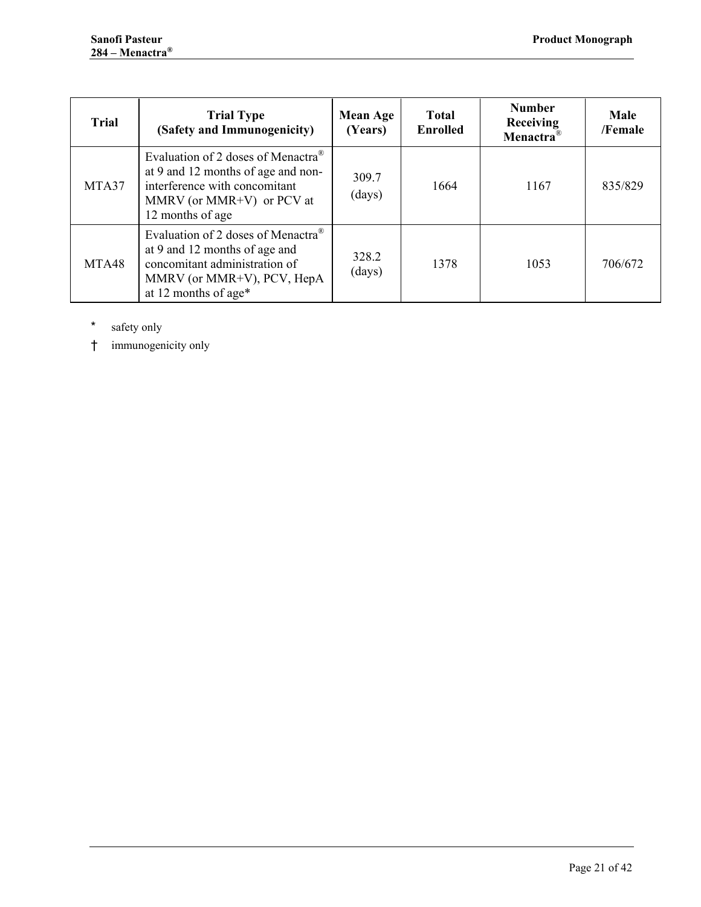| Trial | Trial Type (Safety and Immunogenicity) | Mean Age (Years) | Total Enrolled | Number Receiving Menactra® | Male /Female |
|---|---|---|---|---|---|
| MTA37 | Evaluation of 2 doses of Menactra® at 9 and 12 months of age and non-interference with concomitant MMRV (or MMR+V) or PCV at 12 months of age | 309.7 (days) | 1664 | 1167 | 835/829 |
| MTA48 | Evaluation of 2 doses of Menactra® at 9 and 12 months of age and concomitant administration of MMRV (or MMR+V), PCV, HepA at 12 months of age* | 328.2 (days) | 1378 | 1053 | 706/672 |

\* safety only

† immunogenicity only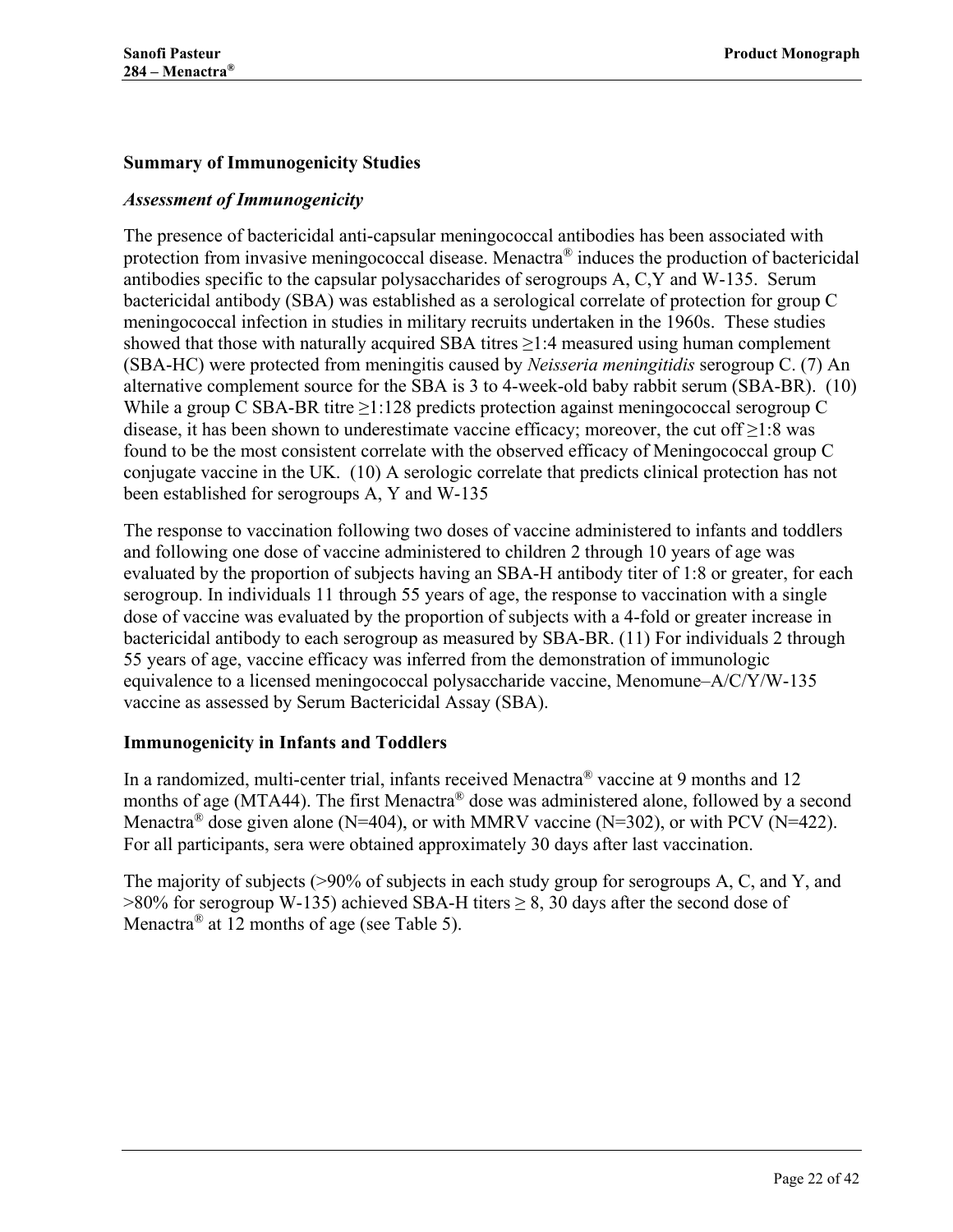### Summary of Immunogenicity Studies

#### *Assessment of Immunogenicity*

The presence of bactericidal anti-capsular meningococcal antibodies has been associated with protection from invasive meningococcal disease. Menactra® induces the production of bactericidal antibodies specific to the capsular polysaccharides of serogroups A, C,Y and W-135. Serum bactericidal antibody (SBA) was established as a serological correlate of protection for group C meningococcal infection in studies in military recruits undertaken in the 1960s. These studies showed that those with naturally acquired SBA titres ≥1:4 measured using human complement (SBA-HC) were protected from meningitis caused by *Neisseria meningitidis* serogroup C. (7) An alternative complement source for the SBA is 3 to 4-week-old baby rabbit serum (SBA-BR). (10) While a group C SBA-BR titre ≥1:128 predicts protection against meningococcal serogroup C disease, it has been shown to underestimate vaccine efficacy; moreover, the cut off ≥1:8 was found to be the most consistent correlate with the observed efficacy of Meningococcal group C conjugate vaccine in the UK. (10) A serologic correlate that predicts clinical protection has not been established for serogroups A, Y and W-135

The response to vaccination following two doses of vaccine administered to infants and toddlers and following one dose of vaccine administered to children 2 through 10 years of age was evaluated by the proportion of subjects having an SBA-H antibody titer of 1:8 or greater, for each serogroup. In individuals 11 through 55 years of age, the response to vaccination with a single dose of vaccine was evaluated by the proportion of subjects with a 4-fold or greater increase in bactericidal antibody to each serogroup as measured by SBA-BR. (11) For individuals 2 through 55 years of age, vaccine efficacy was inferred from the demonstration of immunologic equivalence to a licensed meningococcal polysaccharide vaccine, Menomune–A/C/Y/W-135 vaccine as assessed by Serum Bactericidal Assay (SBA).

### Immunogenicity in Infants and Toddlers

In a randomized, multi-center trial, infants received Menactra® vaccine at 9 months and 12 months of age (MTA44). The first Menactra® dose was administered alone, followed by a second Menactra® dose given alone (N=404), or with MMRV vaccine (N=302), or with PCV (N=422). For all participants, sera were obtained approximately 30 days after last vaccination.

The majority of subjects (>90% of subjects in each study group for serogroups A, C, and Y, and >80% for serogroup W-135) achieved SBA-H titers ≥ 8, 30 days after the second dose of Menactra® at 12 months of age (see Table 5).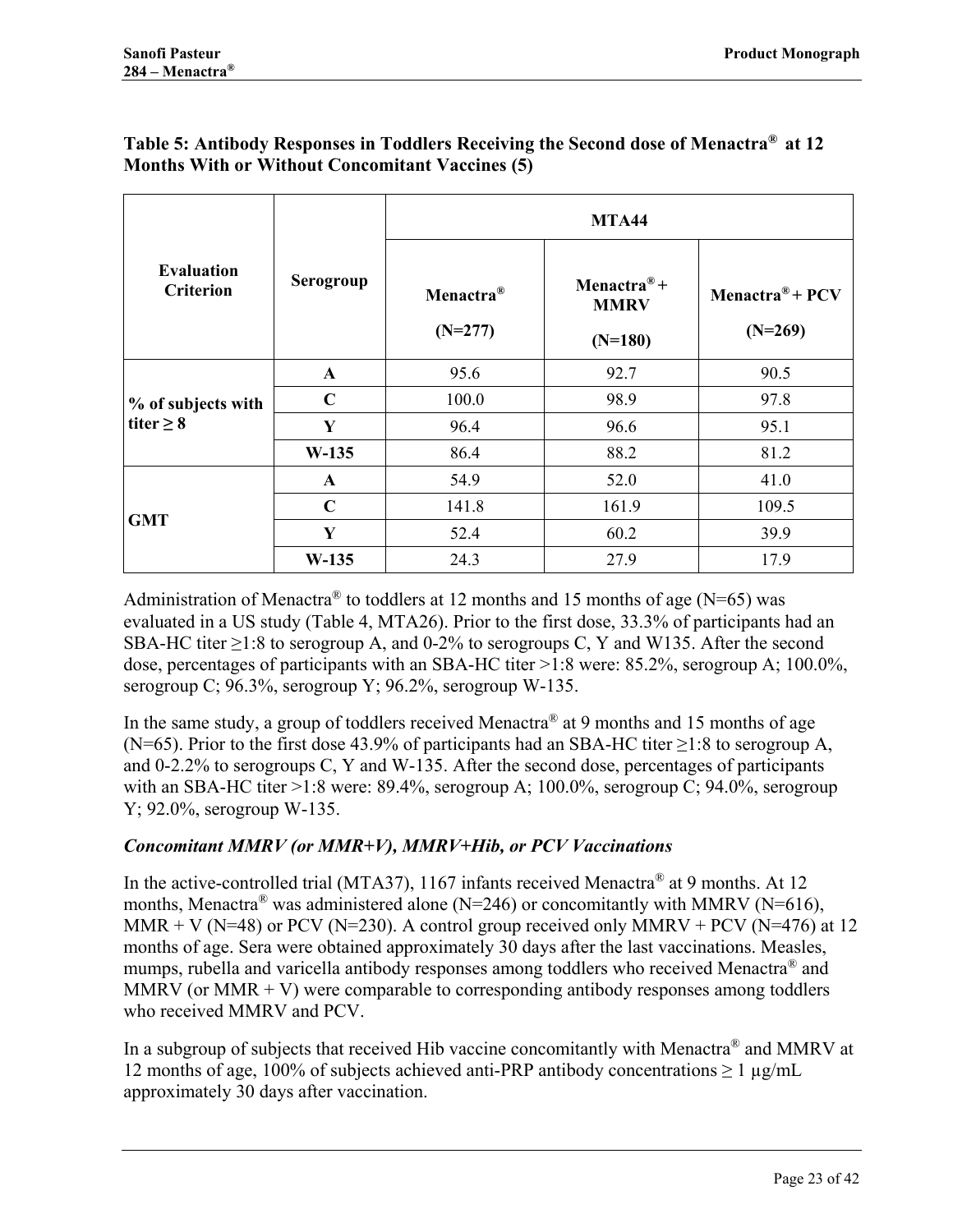**Table 5: Antibody Responses in Toddlers Receiving the Second dose of Menactra® at 12 Months With or Without Concomitant Vaccines (5)**

| Evaluation Criterion | Serogroup | MTA44 | | |
|---|---|---|---|---|
| | | Menactra® (N=277) | Menactra® + MMRV (N=180) | Menactra® + PCV (N=269) |
| % of subjects with titer ≥ 8 | A | 95.6 | 92.7 | 90.5 |
| | C | 100.0 | 98.9 | 97.8 |
| | Y | 96.4 | 96.6 | 95.1 |
| | W-135 | 86.4 | 88.2 | 81.2 |
| GMT | A | 54.9 | 52.0 | 41.0 |
| | C | 141.8 | 161.9 | 109.5 |
| | Y | 52.4 | 60.2 | 39.9 |
| | W-135 | 24.3 | 27.9 | 17.9 |

Administration of Menactra® to toddlers at 12 months and 15 months of age (N=65) was evaluated in a US study (Table 4, MTA26). Prior to the first dose, 33.3% of participants had an SBA-HC titer ≥1:8 to serogroup A, and 0-2% to serogroups C, Y and W135. After the second dose, percentages of participants with an SBA-HC titer >1:8 were: 85.2%, serogroup A; 100.0%, serogroup C; 96.3%, serogroup Y; 96.2%, serogroup W-135.

In the same study, a group of toddlers received Menactra® at 9 months and 15 months of age (N=65). Prior to the first dose 43.9% of participants had an SBA-HC titer ≥1:8 to serogroup A, and 0-2.2% to serogroups C, Y and W-135. After the second dose, percentages of participants with an SBA-HC titer >1:8 were: 89.4%, serogroup A; 100.0%, serogroup C; 94.0%, serogroup Y; 92.0%, serogroup W-135.

***Concomitant MMRV (or MMR+V), MMRV+Hib, or PCV Vaccinations***

In the active-controlled trial (MTA37), 1167 infants received Menactra® at 9 months. At 12 months, Menactra® was administered alone (N=246) or concomitantly with MMRV (N=616), MMR + V (N=48) or PCV (N=230). A control group received only MMRV + PCV (N=476) at 12 months of age. Sera were obtained approximately 30 days after the last vaccinations. Measles, mumps, rubella and varicella antibody responses among toddlers who received Menactra® and MMRV (or MMR + V) were comparable to corresponding antibody responses among toddlers who received MMRV and PCV.

In a subgroup of subjects that received Hib vaccine concomitantly with Menactra® and MMRV at 12 months of age, 100% of subjects achieved anti-PRP antibody concentrations ≥ 1 µg/mL approximately 30 days after vaccination.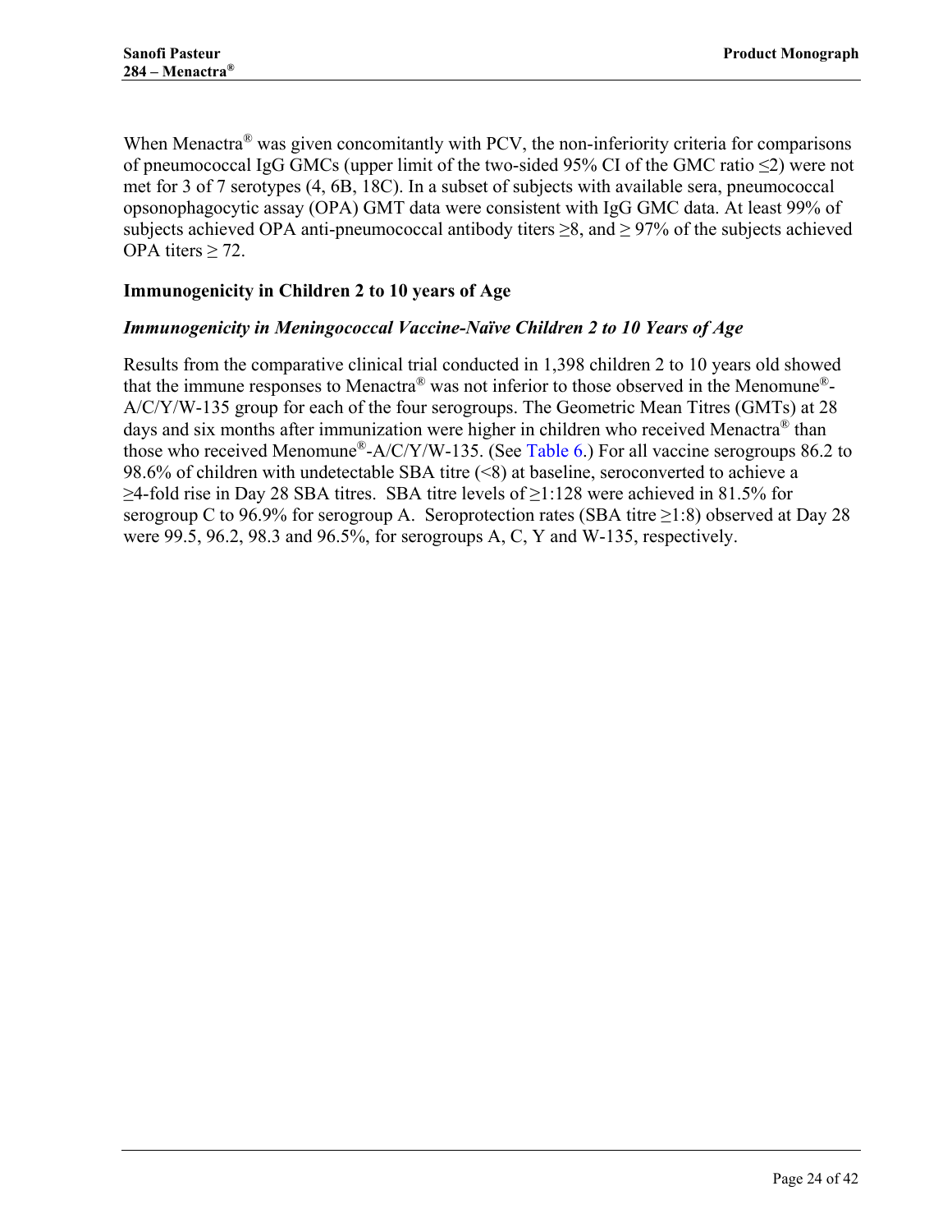When Menactra® was given concomitantly with PCV, the non-inferiority criteria for comparisons of pneumococcal IgG GMCs (upper limit of the two-sided 95% CI of the GMC ratio ≤2) were not met for 3 of 7 serotypes (4, 6B, 18C). In a subset of subjects with available sera, pneumococcal opsonophagocytic assay (OPA) GMT data were consistent with IgG GMC data. At least 99% of subjects achieved OPA anti-pneumococcal antibody titers ≥8, and ≥ 97% of the subjects achieved OPA titers ≥ 72.

### Immunogenicity in Children 2 to 10 years of Age

#### *Immunogenicity in Meningococcal Vaccine-Naïve Children 2 to 10 Years of Age*

Results from the comparative clinical trial conducted in 1,398 children 2 to 10 years old showed that the immune responses to Menactra® was not inferior to those observed in the Menomune®-A/C/Y/W-135 group for each of the four serogroups. The Geometric Mean Titres (GMTs) at 28 days and six months after immunization were higher in children who received Menactra® than those who received Menomune®-A/C/Y/W-135. (See Table 6.) For all vaccine serogroups 86.2 to 98.6% of children with undetectable SBA titre (<8) at baseline, seroconverted to achieve a ≥4-fold rise in Day 28 SBA titres. SBA titre levels of ≥1:128 were achieved in 81.5% for serogroup C to 96.9% for serogroup A. Seroprotection rates (SBA titre ≥1:8) observed at Day 28 were 99.5, 96.2, 98.3 and 96.5%, for serogroups A, C, Y and W-135, respectively.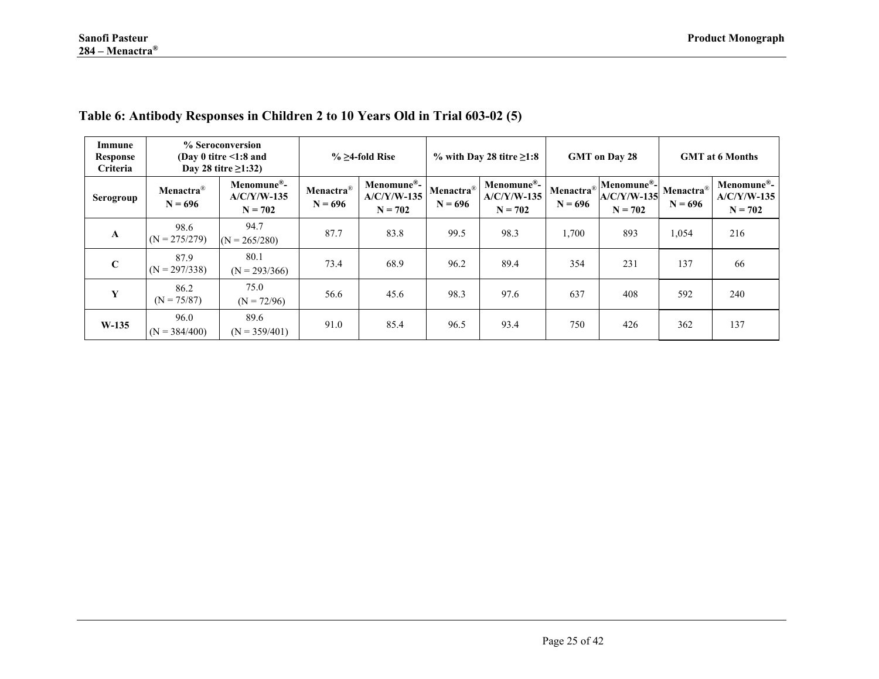### Table 6: Antibody Responses in Children 2 to 10 Years Old in Trial 603-02 (5)

| Immune Response Criteria | % Seroconversion (Day 0 titre <1:8 and Day 28 titre ≥1:32) | | % ≥4-fold Rise | | % with Day 28 titre ≥1:8 | | GMT on Day 28 | | GMT at 6 Months | |
|---|---|---|---|---|---|---|---|---|---|---|
| **Serogroup** | **Menactra® N = 696** | **Menomune®-A/C/Y/W-135 N = 702** | **Menactra® N = 696** | **Menomune®-A/C/Y/W-135 N = 702** | **Menactra® N = 696** | **Menomune®-A/C/Y/W-135 N = 702** | **Menactra® N = 696** | **Menomune®-A/C/Y/W-135 N = 702** | **Menactra® N = 696** | **Menomune®-A/C/Y/W-135 N = 702** |
| **A** | 98.6 (N = 275/279) | 94.7 (N = 265/280) | 87.7 | 83.8 | 99.5 | 98.3 | 1,700 | 893 | 1,054 | 216 |
| **C** | 87.9 (N = 297/338) | 80.1 (N = 293/366) | 73.4 | 68.9 | 96.2 | 89.4 | 354 | 231 | 137 | 66 |
| **Y** | 86.2 (N = 75/87) | 75.0 (N = 72/96) | 56.6 | 45.6 | 98.3 | 97.6 | 637 | 408 | 592 | 240 |
| **W-135** | 96.0 (N = 384/400) | 89.6 (N = 359/401) | 91.0 | 85.4 | 96.5 | 93.4 | 750 | 426 | 362 | 137 |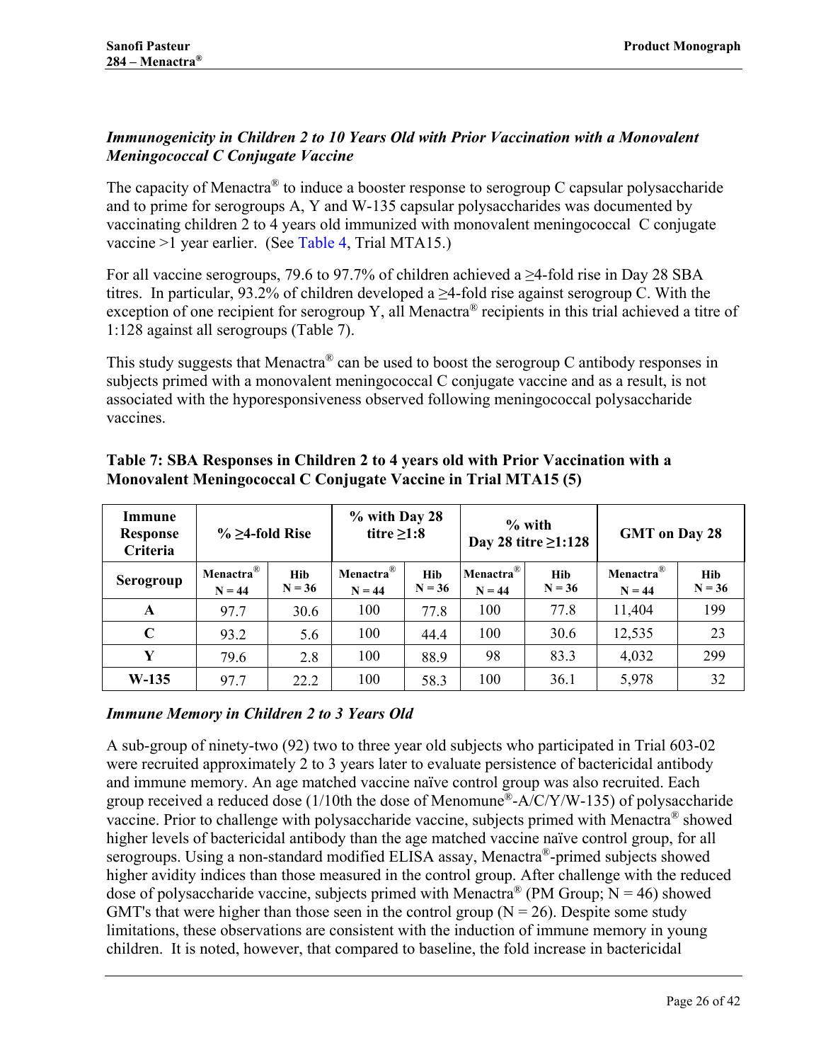### *Immunogenicity in Children 2 to 10 Years Old with Prior Vaccination with a Monovalent Meningococcal C Conjugate Vaccine*

The capacity of Menactra® to induce a booster response to serogroup C capsular polysaccharide and to prime for serogroups A, Y and W-135 capsular polysaccharides was documented by vaccinating children 2 to 4 years old immunized with monovalent meningococcal C conjugate vaccine >1 year earlier. (See Table 4, Trial MTA15.)

For all vaccine serogroups, 79.6 to 97.7% of children achieved a ≥4-fold rise in Day 28 SBA titres. In particular, 93.2% of children developed a ≥4-fold rise against serogroup C. With the exception of one recipient for serogroup Y, all Menactra® recipients in this trial achieved a titre of 1:128 against all serogroups (Table 7).

This study suggests that Menactra® can be used to boost the serogroup C antibody responses in subjects primed with a monovalent meningococcal C conjugate vaccine and as a result, is not associated with the hyporesponsiveness observed following meningococcal polysaccharide vaccines.

**Table 7: SBA Responses in Children 2 to 4 years old with Prior Vaccination with a Monovalent Meningococcal C Conjugate Vaccine in Trial MTA15 (5)**

| Immune Response Criteria | % ≥4-fold Rise | | % with Day 28 titre ≥1:8 | | % with Day 28 titre ≥1:128 | | GMT on Day 28 | |
|---|---|---|---|---|---|---|---|---|
| **Serogroup** | **Menactra® N = 44** | **Hib N = 36** | **Menactra® N = 44** | **Hib N = 36** | **Menactra® N = 44** | **Hib N = 36** | **Menactra® N = 44** | **Hib N = 36** |
| **A** | 97.7 | 30.6 | 100 | 77.8 | 100 | 77.8 | 11,404 | 199 |
| **C** | 93.2 | 5.6 | 100 | 44.4 | 100 | 30.6 | 12,535 | 23 |
| **Y** | 79.6 | 2.8 | 100 | 88.9 | 98 | 83.3 | 4,032 | 299 |
| **W-135** | 97.7 | 22.2 | 100 | 58.3 | 100 | 36.1 | 5,978 | 32 |

### *Immune Memory in Children 2 to 3 Years Old*

A sub-group of ninety-two (92) two to three year old subjects who participated in Trial 603-02 were recruited approximately 2 to 3 years later to evaluate persistence of bactericidal antibody and immune memory. An age matched vaccine naïve control group was also recruited. Each group received a reduced dose (1/10th the dose of Menomune®-A/C/Y/W-135) of polysaccharide vaccine. Prior to challenge with polysaccharide vaccine, subjects primed with Menactra® showed higher levels of bactericidal antibody than the age matched vaccine naïve control group, for all serogroups. Using a non-standard modified ELISA assay, Menactra®-primed subjects showed higher avidity indices than those measured in the control group. After challenge with the reduced dose of polysaccharide vaccine, subjects primed with Menactra® (PM Group; N = 46) showed GMT's that were higher than those seen in the control group (N = 26). Despite some study limitations, these observations are consistent with the induction of immune memory in young children. It is noted, however, that compared to baseline, the fold increase in bactericidal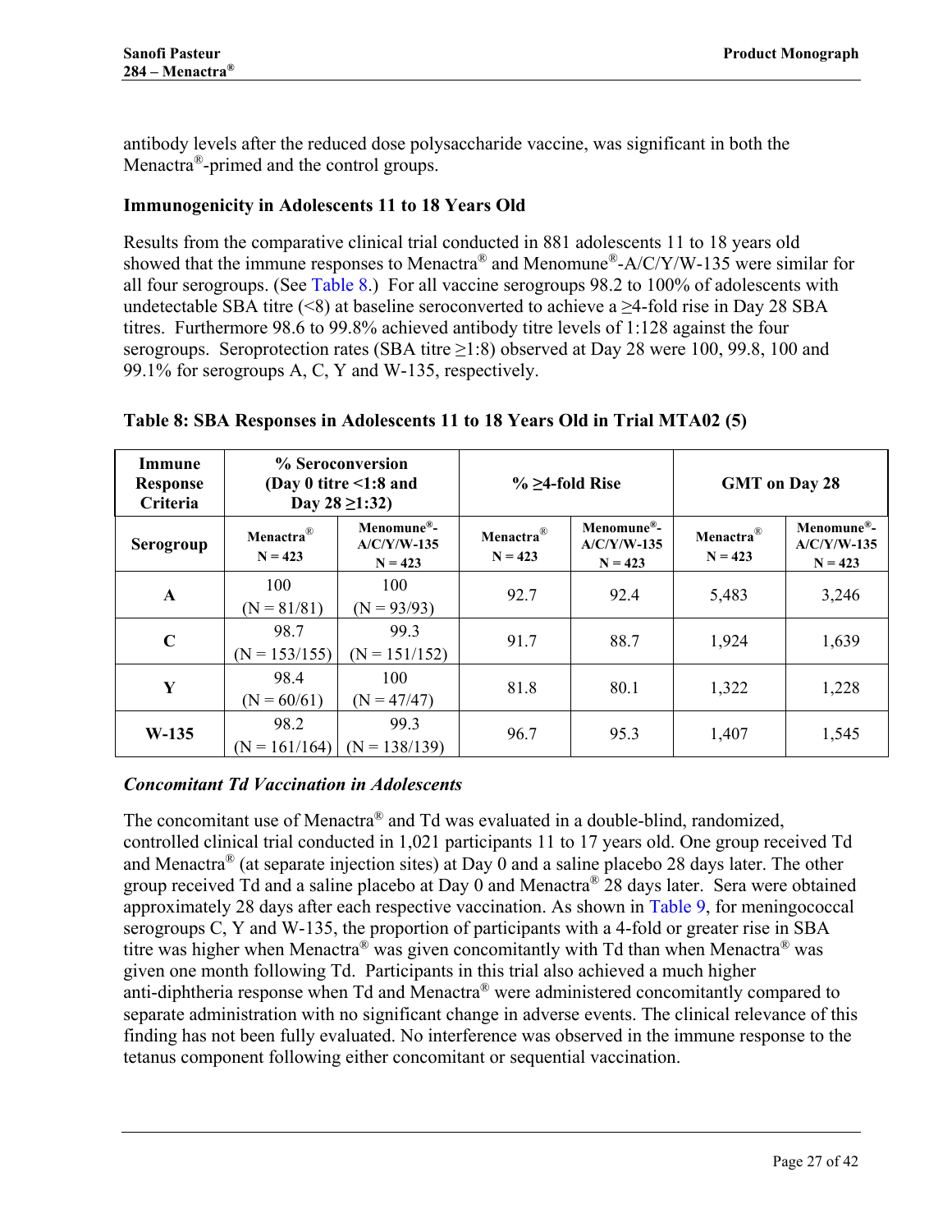antibody levels after the reduced dose polysaccharide vaccine, was significant in both the Menactra®-primed and the control groups.

### Immunogenicity in Adolescents 11 to 18 Years Old

Results from the comparative clinical trial conducted in 881 adolescents 11 to 18 years old showed that the immune responses to Menactra® and Menomune®-A/C/Y/W-135 were similar for all four serogroups. (See Table 8.) For all vaccine serogroups 98.2 to 100% of adolescents with undetectable SBA titre (<8) at baseline seroconverted to achieve a ≥4-fold rise in Day 28 SBA titres. Furthermore 98.6 to 99.8% achieved antibody titre levels of 1:128 against the four serogroups. Seroprotection rates (SBA titre ≥1:8) observed at Day 28 were 100, 99.8, 100 and 99.1% for serogroups A, C, Y and W-135, respectively.

**Table 8: SBA Responses in Adolescents 11 to 18 Years Old in Trial MTA02 (5)**

| Immune Response Criteria | % Seroconversion (Day 0 titre <1:8 and Day 28 ≥1:32) | | % ≥4-fold Rise | | GMT on Day 28 | |
|---|---|---|---|---|---|---|
| **Serogroup** | **Menactra® N = 423** | **Menomune®-A/C/Y/W-135 N = 423** | **Menactra® N = 423** | **Menomune®-A/C/Y/W-135 N = 423** | **Menactra® N = 423** | **Menomune®-A/C/Y/W-135 N = 423** |
| **A** | 100 (N = 81/81) | 100 (N = 93/93) | 92.7 | 92.4 | 5,483 | 3,246 |
| **C** | 98.7 (N = 153/155) | 99.3 (N = 151/152) | 91.7 | 88.7 | 1,924 | 1,639 |
| **Y** | 98.4 (N = 60/61) | 100 (N = 47/47) | 81.8 | 80.1 | 1,322 | 1,228 |
| **W-135** | 98.2 (N = 161/164) | 99.3 (N = 138/139) | 96.7 | 95.3 | 1,407 | 1,545 |

***Concomitant Td Vaccination in Adolescents***

The concomitant use of Menactra® and Td was evaluated in a double-blind, randomized, controlled clinical trial conducted in 1,021 participants 11 to 17 years old. One group received Td and Menactra® (at separate injection sites) at Day 0 and a saline placebo 28 days later. The other group received Td and a saline placebo at Day 0 and Menactra® 28 days later. Sera were obtained approximately 28 days after each respective vaccination. As shown in Table 9, for meningococcal serogroups C, Y and W-135, the proportion of participants with a 4-fold or greater rise in SBA titre was higher when Menactra® was given concomitantly with Td than when Menactra® was given one month following Td. Participants in this trial also achieved a much higher anti-diphtheria response when Td and Menactra® were administered concomitantly compared to separate administration with no significant change in adverse events. The clinical relevance of this finding has not been fully evaluated. No interference was observed in the immune response to the tetanus component following either concomitant or sequential vaccination.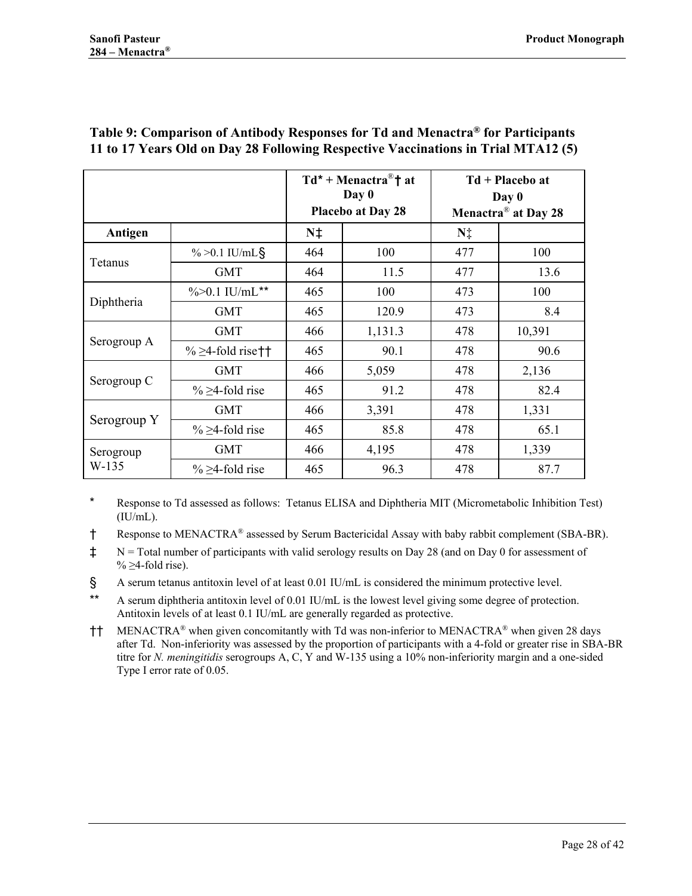**Table 9: Comparison of Antibody Responses for Td and Menactra® for Participants 11 to 17 Years Old on Day 28 Following Respective Vaccinations in Trial MTA12 (5)**

| | | Td* + Menactra®† at Day 0 Placebo at Day 28 | | Td + Placebo at Day 0 Menactra® at Day 28 | |
|---|---|---|---|---|---|
| **Antigen** | | **N‡** | | **N‡** | |
| Tetanus | % >0.1 IU/mL§ | 464 | 100 | 477 | 100 |
| | GMT | 464 | 11.5 | 477 | 13.6 |
| Diphtheria | %>0.1 IU/mL** | 465 | 100 | 473 | 100 |
| | GMT | 465 | 120.9 | 473 | 8.4 |
| Serogroup A | GMT | 466 | 1,131.3 | 478 | 10,391 |
| | % ≥4-fold rise†† | 465 | 90.1 | 478 | 90.6 |
| Serogroup C | GMT | 466 | 5,059 | 478 | 2,136 |
| | % ≥4-fold rise | 465 | 91.2 | 478 | 82.4 |
| Serogroup Y | GMT | 466 | 3,391 | 478 | 1,331 |
| | % ≥4-fold rise | 465 | 85.8 | 478 | 65.1 |
| Serogroup W-135 | GMT | 466 | 4,195 | 478 | 1,339 |
| | % ≥4-fold rise | 465 | 96.3 | 478 | 87.7 |

\* Response to Td assessed as follows: Tetanus ELISA and Diphtheria MIT (Micrometabolic Inhibition Test) (IU/mL).

† Response to MENACTRA® assessed by Serum Bactericidal Assay with baby rabbit complement (SBA-BR).

‡ N = Total number of participants with valid serology results on Day 28 (and on Day 0 for assessment of % ≥4-fold rise).

§ A serum tetanus antitoxin level of at least 0.01 IU/mL is considered the minimum protective level.

** A serum diphtheria antitoxin level of 0.01 IU/mL is the lowest level giving some degree of protection. Antitoxin levels of at least 0.1 IU/mL are generally regarded as protective.

†† MENACTRA® when given concomitantly with Td was non-inferior to MENACTRA® when given 28 days after Td. Non-inferiority was assessed by the proportion of participants with a 4-fold or greater rise in SBA-BR titre for *N. meningitidis* serogroups A, C, Y and W-135 using a 10% non-inferiority margin and a one-sided Type I error rate of 0.05.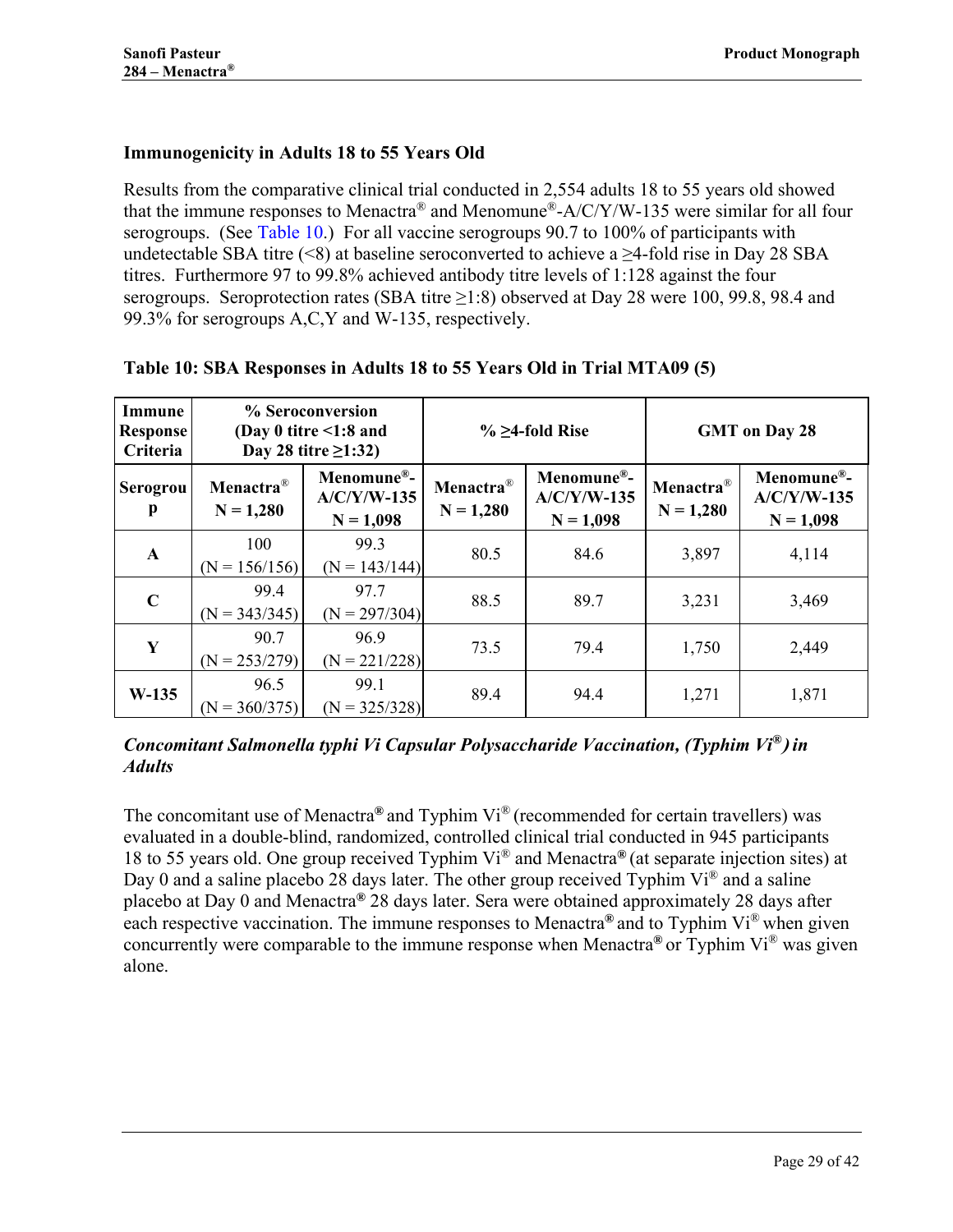### Immunogenicity in Adults 18 to 55 Years Old

Results from the comparative clinical trial conducted in 2,554 adults 18 to 55 years old showed that the immune responses to Menactra® and Menomune®-A/C/Y/W-135 were similar for all four serogroups. (See Table 10.) For all vaccine serogroups 90.7 to 100% of participants with undetectable SBA titre (<8) at baseline seroconverted to achieve a ≥4-fold rise in Day 28 SBA titres. Furthermore 97 to 99.8% achieved antibody titre levels of 1:128 against the four serogroups. Seroprotection rates (SBA titre ≥1:8) observed at Day 28 were 100, 99.8, 98.4 and 99.3% for serogroups A,C,Y and W-135, respectively.

**Table 10: SBA Responses in Adults 18 to 55 Years Old in Trial MTA09 (5)**

| Immune Response Criteria | % Seroconversion (Day 0 titre <1:8 and Day 28 titre ≥1:32) | | % ≥4-fold Rise | | GMT on Day 28 | |
|---|---|---|---|---|---|---|
| **Serogroup** | **Menactra® N = 1,280** | **Menomune®-A/C/Y/W-135 N = 1,098** | **Menactra® N = 1,280** | **Menomune®-A/C/Y/W-135 N = 1,098** | **Menactra® N = 1,280** | **Menomune®-A/C/Y/W-135 N = 1,098** |
| **A** | 100 (N = 156/156) | 99.3 (N = 143/144) | 80.5 | 84.6 | 3,897 | 4,114 |
| **C** | 99.4 (N = 343/345) | 97.7 (N = 297/304) | 88.5 | 89.7 | 3,231 | 3,469 |
| **Y** | 90.7 (N = 253/279) | 96.9 (N = 221/228) | 73.5 | 79.4 | 1,750 | 2,449 |
| **W-135** | 96.5 (N = 360/375) | 99.1 (N = 325/328) | 89.4 | 94.4 | 1,271 | 1,871 |

***Concomitant Salmonella typhi Vi Capsular Polysaccharide Vaccination, (Typhim Vi®) in Adults***

The concomitant use of Menactra® and Typhim Vi® (recommended for certain travellers) was evaluated in a double-blind, randomized, controlled clinical trial conducted in 945 participants 18 to 55 years old. One group received Typhim Vi® and Menactra® (at separate injection sites) at Day 0 and a saline placebo 28 days later. The other group received Typhim Vi® and a saline placebo at Day 0 and Menactra® 28 days later. Sera were obtained approximately 28 days after each respective vaccination. The immune responses to Menactra® and to Typhim Vi® when given concurrently were comparable to the immune response when Menactra® or Typhim Vi® was given alone.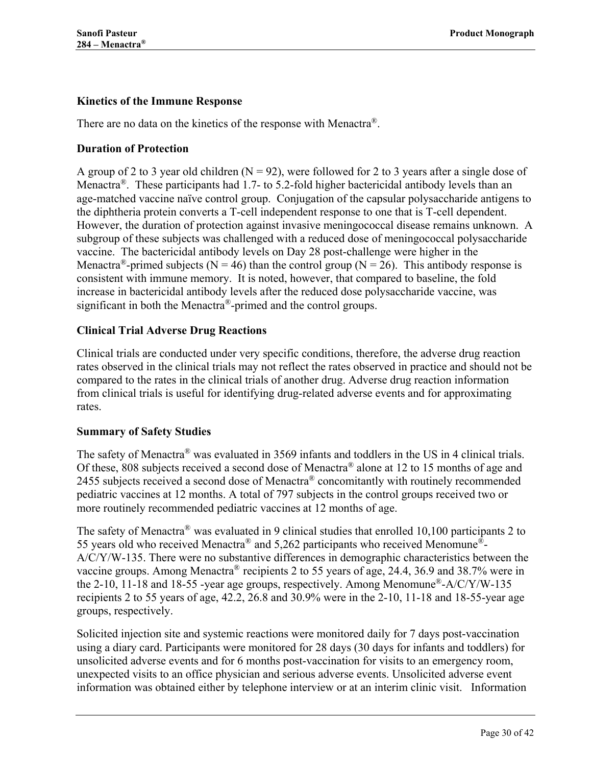### Kinetics of the Immune Response

There are no data on the kinetics of the response with Menactra®.

### Duration of Protection

A group of 2 to 3 year old children (N = 92), were followed for 2 to 3 years after a single dose of Menactra®. These participants had 1.7- to 5.2-fold higher bactericidal antibody levels than an age-matched vaccine naïve control group. Conjugation of the capsular polysaccharide antigens to the diphtheria protein converts a T-cell independent response to one that is T-cell dependent. However, the duration of protection against invasive meningococcal disease remains unknown. A subgroup of these subjects was challenged with a reduced dose of meningococcal polysaccharide vaccine. The bactericidal antibody levels on Day 28 post-challenge were higher in the Menactra®-primed subjects (N = 46) than the control group (N = 26). This antibody response is consistent with immune memory. It is noted, however, that compared to baseline, the fold increase in bactericidal antibody levels after the reduced dose polysaccharide vaccine, was significant in both the Menactra®-primed and the control groups.

### Clinical Trial Adverse Drug Reactions

Clinical trials are conducted under very specific conditions, therefore, the adverse drug reaction rates observed in the clinical trials may not reflect the rates observed in practice and should not be compared to the rates in the clinical trials of another drug. Adverse drug reaction information from clinical trials is useful for identifying drug-related adverse events and for approximating rates.

### Summary of Safety Studies

The safety of Menactra® was evaluated in 3569 infants and toddlers in the US in 4 clinical trials. Of these, 808 subjects received a second dose of Menactra® alone at 12 to 15 months of age and 2455 subjects received a second dose of Menactra® concomitantly with routinely recommended pediatric vaccines at 12 months. A total of 797 subjects in the control groups received two or more routinely recommended pediatric vaccines at 12 months of age.

The safety of Menactra® was evaluated in 9 clinical studies that enrolled 10,100 participants 2 to 55 years old who received Menactra® and 5,262 participants who received Menomune®-A/C/Y/W-135. There were no substantive differences in demographic characteristics between the vaccine groups. Among Menactra® recipients 2 to 55 years of age, 24.4, 36.9 and 38.7% were in the 2-10, 11-18 and 18-55 -year age groups, respectively. Among Menomune®-A/C/Y/W-135 recipients 2 to 55 years of age, 42.2, 26.8 and 30.9% were in the 2-10, 11-18 and 18-55-year age groups, respectively.

Solicited injection site and systemic reactions were monitored daily for 7 days post-vaccination using a diary card. Participants were monitored for 28 days (30 days for infants and toddlers) for unsolicited adverse events and for 6 months post-vaccination for visits to an emergency room, unexpected visits to an office physician and serious adverse events. Unsolicited adverse event information was obtained either by telephone interview or at an interim clinic visit. Information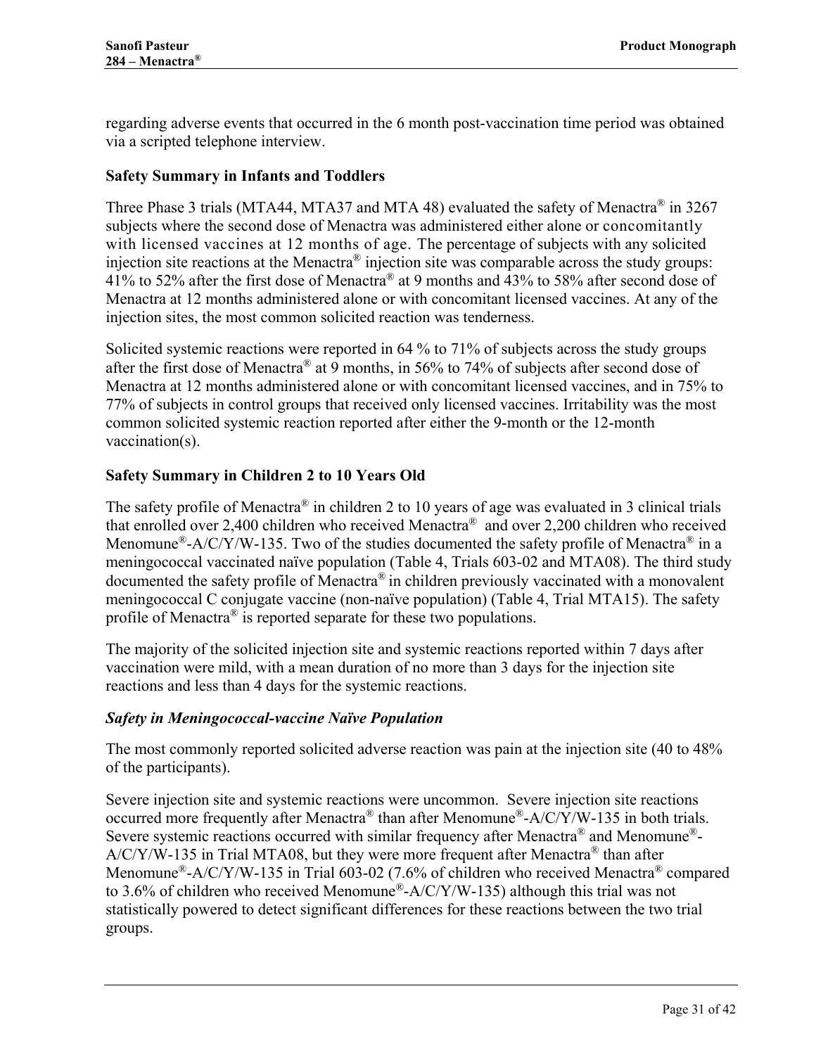regarding adverse events that occurred in the 6 month post-vaccination time period was obtained via a scripted telephone interview.

**Safety Summary in Infants and Toddlers**

Three Phase 3 trials (MTA44, MTA37 and MTA 48) evaluated the safety of Menactra® in 3267 subjects where the second dose of Menactra was administered either alone or concomitantly with licensed vaccines at 12 months of age. The percentage of subjects with any solicited injection site reactions at the Menactra® injection site was comparable across the study groups: 41% to 52% after the first dose of Menactra® at 9 months and 43% to 58% after second dose of Menactra at 12 months administered alone or with concomitant licensed vaccines. At any of the injection sites, the most common solicited reaction was tenderness.

Solicited systemic reactions were reported in 64 % to 71% of subjects across the study groups after the first dose of Menactra® at 9 months, in 56% to 74% of subjects after second dose of Menactra at 12 months administered alone or with concomitant licensed vaccines, and in 75% to 77% of subjects in control groups that received only licensed vaccines. Irritability was the most common solicited systemic reaction reported after either the 9-month or the 12-month vaccination(s).

**Safety Summary in Children 2 to 10 Years Old**

The safety profile of Menactra® in children 2 to 10 years of age was evaluated in 3 clinical trials that enrolled over 2,400 children who received Menactra® and over 2,200 children who received Menomune®-A/C/Y/W-135. Two of the studies documented the safety profile of Menactra® in a meningococcal vaccinated naïve population (Table 4, Trials 603-02 and MTA08). The third study documented the safety profile of Menactra® in children previously vaccinated with a monovalent meningococcal C conjugate vaccine (non-naïve population) (Table 4, Trial MTA15). The safety profile of Menactra® is reported separate for these two populations.

The majority of the solicited injection site and systemic reactions reported within 7 days after vaccination were mild, with a mean duration of no more than 3 days for the injection site reactions and less than 4 days for the systemic reactions.

***Safety in Meningococcal-vaccine Naïve Population***

The most commonly reported solicited adverse reaction was pain at the injection site (40 to 48% of the participants).

Severe injection site and systemic reactions were uncommon. Severe injection site reactions occurred more frequently after Menactra® than after Menomune®-A/C/Y/W-135 in both trials. Severe systemic reactions occurred with similar frequency after Menactra® and Menomune®-A/C/Y/W-135 in Trial MTA08, but they were more frequent after Menactra® than after Menomune®-A/C/Y/W-135 in Trial 603-02 (7.6% of children who received Menactra® compared to 3.6% of children who received Menomune®-A/C/Y/W-135) although this trial was not statistically powered to detect significant differences for these reactions between the two trial groups.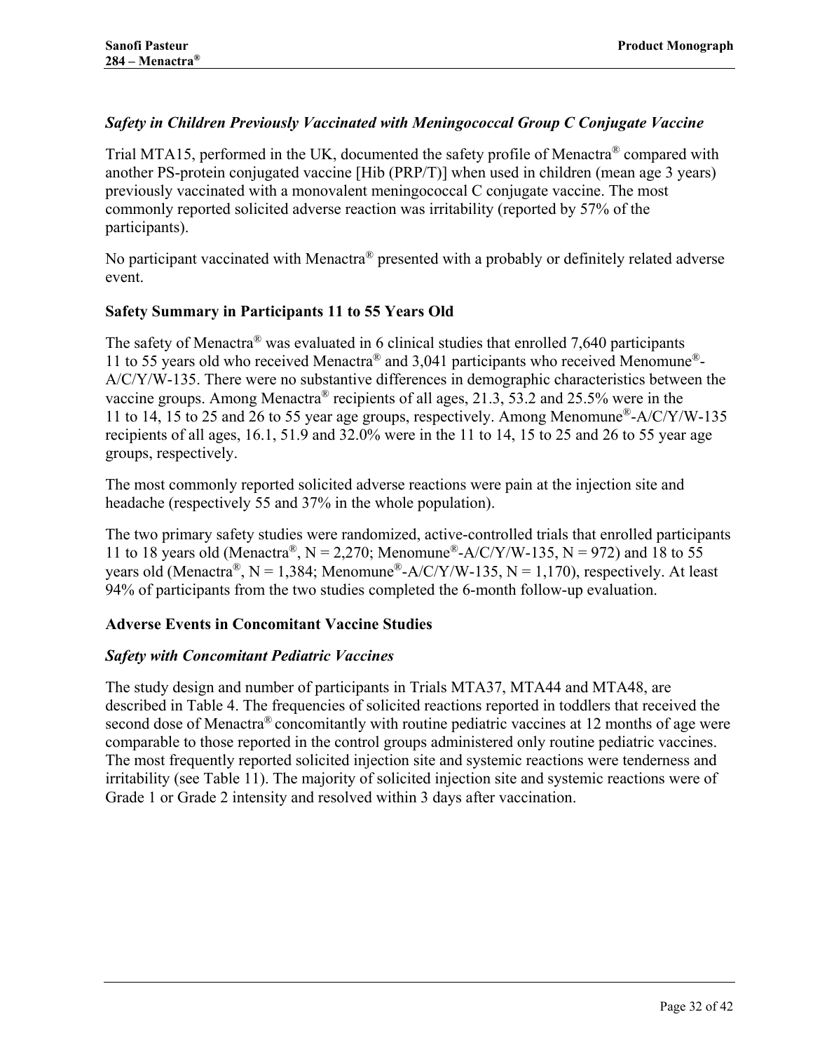### *Safety in Children Previously Vaccinated with Meningococcal Group C Conjugate Vaccine*

Trial MTA15, performed in the UK, documented the safety profile of Menactra® compared with another PS-protein conjugated vaccine [Hib (PRP/T)] when used in children (mean age 3 years) previously vaccinated with a monovalent meningococcal C conjugate vaccine. The most commonly reported solicited adverse reaction was irritability (reported by 57% of the participants).

No participant vaccinated with Menactra® presented with a probably or definitely related adverse event.

### Safety Summary in Participants 11 to 55 Years Old

The safety of Menactra® was evaluated in 6 clinical studies that enrolled 7,640 participants 11 to 55 years old who received Menactra® and 3,041 participants who received Menomune®-A/C/Y/W-135. There were no substantive differences in demographic characteristics between the vaccine groups. Among Menactra® recipients of all ages, 21.3, 53.2 and 25.5% were in the 11 to 14, 15 to 25 and 26 to 55 year age groups, respectively. Among Menomune®-A/C/Y/W-135 recipients of all ages, 16.1, 51.9 and 32.0% were in the 11 to 14, 15 to 25 and 26 to 55 year age groups, respectively.

The most commonly reported solicited adverse reactions were pain at the injection site and headache (respectively 55 and 37% in the whole population).

The two primary safety studies were randomized, active-controlled trials that enrolled participants 11 to 18 years old (Menactra®, N = 2,270; Menomune®-A/C/Y/W-135, N = 972) and 18 to 55 years old (Menactra®, N = 1,384; Menomune®-A/C/Y/W-135, N = 1,170), respectively. At least 94% of participants from the two studies completed the 6-month follow-up evaluation.

### Adverse Events in Concomitant Vaccine Studies

### *Safety with Concomitant Pediatric Vaccines*

The study design and number of participants in Trials MTA37, MTA44 and MTA48, are described in Table 4. The frequencies of solicited reactions reported in toddlers that received the second dose of Menactra® concomitantly with routine pediatric vaccines at 12 months of age were comparable to those reported in the control groups administered only routine pediatric vaccines. The most frequently reported solicited injection site and systemic reactions were tenderness and irritability (see Table 11). The majority of solicited injection site and systemic reactions were of Grade 1 or Grade 2 intensity and resolved within 3 days after vaccination.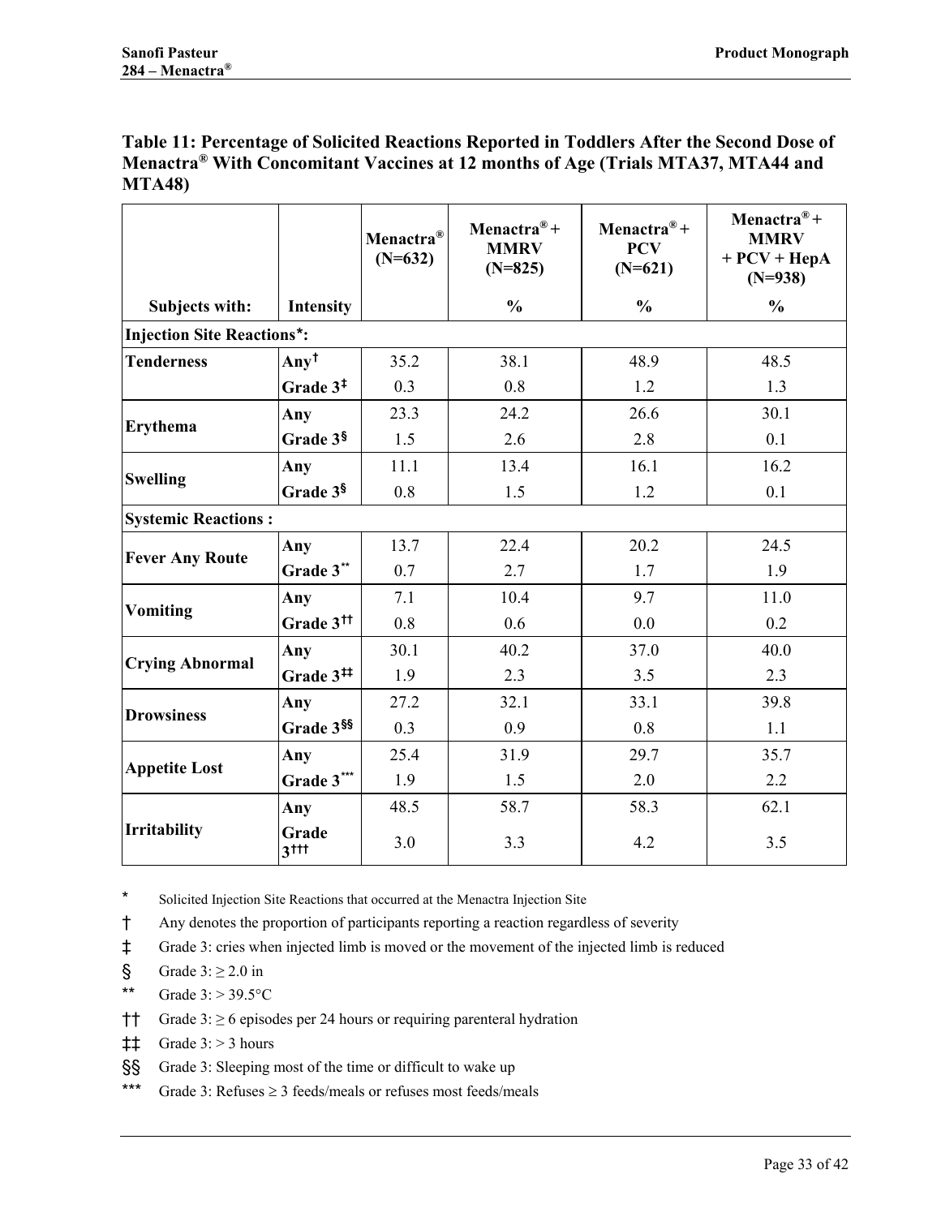**Table 11: Percentage of Solicited Reactions Reported in Toddlers After the Second Dose of Menactra® With Concomitant Vaccines at 12 months of Age (Trials MTA37, MTA44 and MTA48)**

| Subjects with: | Intensity | Menactra® (N=632) | Menactra® + MMRV (N=825) % | Menactra® + PCV (N=621) % | Menactra® + MMRV + PCV + HepA (N=938) % |
|---|---|---|---|---|---|
| **Injection Site Reactions*:** | | | | | |
| **Tenderness** | **Any†** | 35.2 | 38.1 | 48.9 | 48.5 |
| | **Grade 3‡** | 0.3 | 0.8 | 1.2 | 1.3 |
| **Erythema** | **Any** | 23.3 | 24.2 | 26.6 | 30.1 |
| | **Grade 3§** | 1.5 | 2.6 | 2.8 | 0.1 |
| **Swelling** | **Any** | 11.1 | 13.4 | 16.1 | 16.2 |
| | **Grade 3§** | 0.8 | 1.5 | 1.2 | 0.1 |
| **Systemic Reactions :** | | | | | |
| **Fever Any Route** | **Any** | 13.7 | 22.4 | 20.2 | 24.5 |
| | **Grade 3\*\*** | 0.7 | 2.7 | 1.7 | 1.9 |
| **Vomiting** | **Any** | 7.1 | 10.4 | 9.7 | 11.0 |
| | **Grade 3††** | 0.8 | 0.6 | 0.0 | 0.2 |
| **Crying Abnormal** | **Any** | 30.1 | 40.2 | 37.0 | 40.0 |
| | **Grade 3‡‡** | 1.9 | 2.3 | 3.5 | 2.3 |
| **Drowsiness** | **Any** | 27.2 | 32.1 | 33.1 | 39.8 |
| | **Grade 3§§** | 0.3 | 0.9 | 0.8 | 1.1 |
| **Appetite Lost** | **Any** | 25.4 | 31.9 | 29.7 | 35.7 |
| | **Grade 3\*\*\*** | 1.9 | 1.5 | 2.0 | 2.2 |
| **Irritability** | **Any** | 48.5 | 58.7 | 58.3 | 62.1 |
| | **Grade 3†††** | 3.0 | 3.3 | 4.2 | 3.5 |

\* Solicited Injection Site Reactions that occurred at the Menactra Injection Site

† Any denotes the proportion of participants reporting a reaction regardless of severity

‡ Grade 3: cries when injected limb is moved or the movement of the injected limb is reduced

§ Grade 3: ≥ 2.0 in

\*\* Grade 3: > 39.5°C

†† Grade 3: ≥ 6 episodes per 24 hours or requiring parenteral hydration

‡‡ Grade 3: > 3 hours

§§ Grade 3: Sleeping most of the time or difficult to wake up

\*\*\* Grade 3: Refuses ≥ 3 feeds/meals or refuses most feeds/meals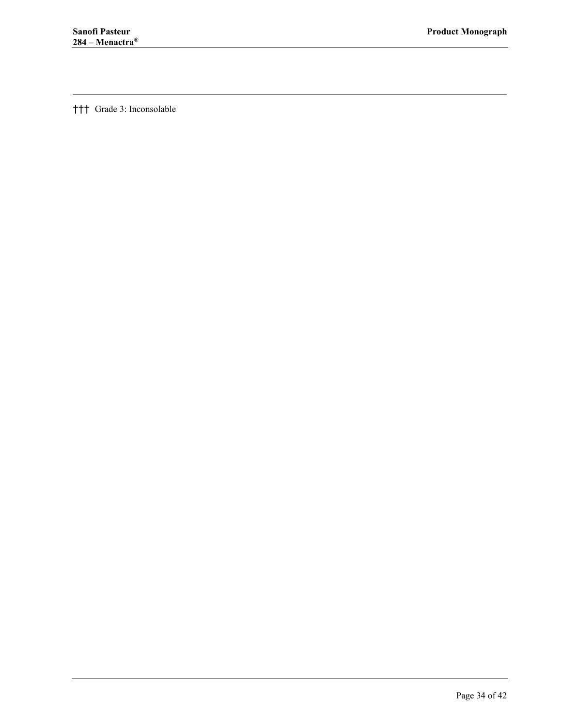††† Grade 3: Inconsolable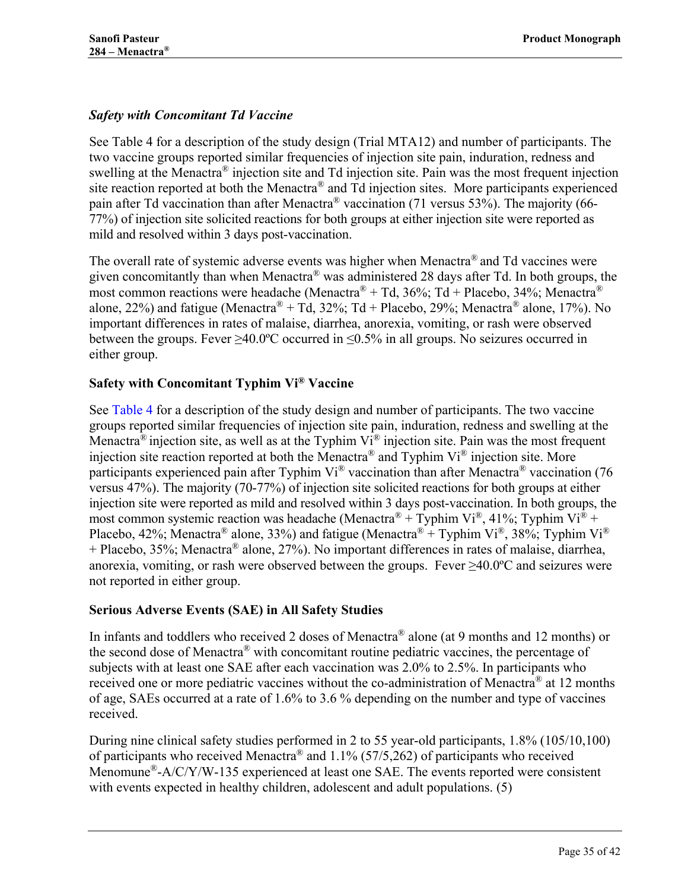### *Safety with Concomitant Td Vaccine*

See Table 4 for a description of the study design (Trial MTA12) and number of participants. The two vaccine groups reported similar frequencies of injection site pain, induration, redness and swelling at the Menactra® injection site and Td injection site. Pain was the most frequent injection site reaction reported at both the Menactra® and Td injection sites. More participants experienced pain after Td vaccination than after Menactra® vaccination (71 versus 53%). The majority (66-77%) of injection site solicited reactions for both groups at either injection site were reported as mild and resolved within 3 days post-vaccination.

The overall rate of systemic adverse events was higher when Menactra® and Td vaccines were given concomitantly than when Menactra® was administered 28 days after Td. In both groups, the most common reactions were headache (Menactra® + Td, 36%; Td + Placebo, 34%; Menactra® alone, 22%) and fatigue (Menactra® + Td, 32%; Td + Placebo, 29%; Menactra® alone, 17%). No important differences in rates of malaise, diarrhea, anorexia, vomiting, or rash were observed between the groups. Fever ≥40.0ºC occurred in ≤0.5% in all groups. No seizures occurred in either group.

### Safety with Concomitant Typhim Vi® Vaccine

See Table 4 for a description of the study design and number of participants. The two vaccine groups reported similar frequencies of injection site pain, induration, redness and swelling at the Menactra® injection site, as well as at the Typhim Vi® injection site. Pain was the most frequent injection site reaction reported at both the Menactra® and Typhim Vi® injection site. More participants experienced pain after Typhim Vi® vaccination than after Menactra® vaccination (76 versus 47%). The majority (70-77%) of injection site solicited reactions for both groups at either injection site were reported as mild and resolved within 3 days post-vaccination. In both groups, the most common systemic reaction was headache (Menactra® + Typhim Vi®, 41%; Typhim Vi® + Placebo, 42%; Menactra® alone, 33%) and fatigue (Menactra® + Typhim Vi®, 38%; Typhim Vi® + Placebo, 35%; Menactra® alone, 27%). No important differences in rates of malaise, diarrhea, anorexia, vomiting, or rash were observed between the groups. Fever ≥40.0ºC and seizures were not reported in either group.

### Serious Adverse Events (SAE) in All Safety Studies

In infants and toddlers who received 2 doses of Menactra® alone (at 9 months and 12 months) or the second dose of Menactra® with concomitant routine pediatric vaccines, the percentage of subjects with at least one SAE after each vaccination was 2.0% to 2.5%. In participants who received one or more pediatric vaccines without the co-administration of Menactra® at 12 months of age, SAEs occurred at a rate of 1.6% to 3.6 % depending on the number and type of vaccines received.

During nine clinical safety studies performed in 2 to 55 year-old participants, 1.8% (105/10,100) of participants who received Menactra® and 1.1% (57/5,262) of participants who received Menomune®-A/C/Y/W-135 experienced at least one SAE. The events reported were consistent with events expected in healthy children, adolescent and adult populations. (5)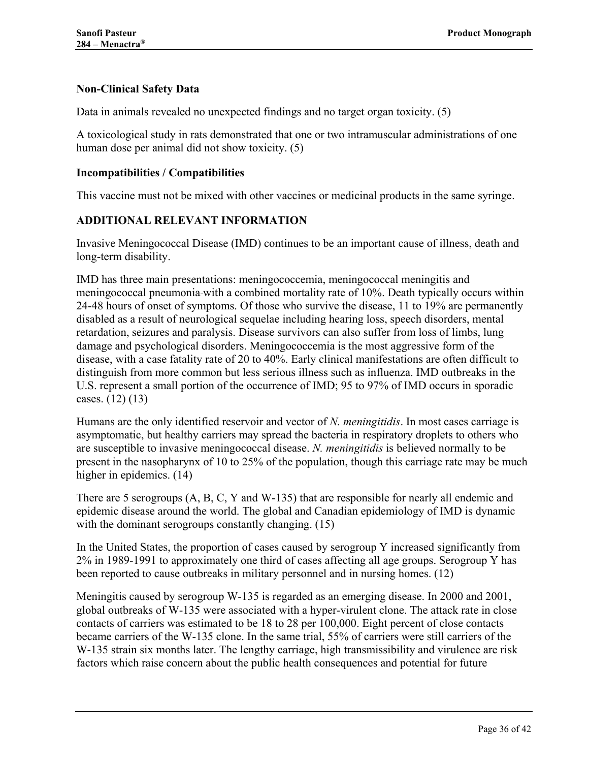**Non-Clinical Safety Data**

Data in animals revealed no unexpected findings and no target organ toxicity. (5)

A toxicological study in rats demonstrated that one or two intramuscular administrations of one human dose per animal did not show toxicity. (5)

**Incompatibilities / Compatibilities**

This vaccine must not be mixed with other vaccines or medicinal products in the same syringe.

## ADDITIONAL RELEVANT INFORMATION

Invasive Meningococcal Disease (IMD) continues to be an important cause of illness, death and long-term disability.

IMD has three main presentations: meningococcemia, meningococcal meningitis and meningococcal pneumonia-with a combined mortality rate of 10%. Death typically occurs within 24-48 hours of onset of symptoms. Of those who survive the disease, 11 to 19% are permanently disabled as a result of neurological sequelae including hearing loss, speech disorders, mental retardation, seizures and paralysis. Disease survivors can also suffer from loss of limbs, lung damage and psychological disorders. Meningococcemia is the most aggressive form of the disease, with a case fatality rate of 20 to 40%. Early clinical manifestations are often difficult to distinguish from more common but less serious illness such as influenza. IMD outbreaks in the U.S. represent a small portion of the occurrence of IMD; 95 to 97% of IMD occurs in sporadic cases. (12) (13)

Humans are the only identified reservoir and vector of *N. meningitidis*. In most cases carriage is asymptomatic, but healthy carriers may spread the bacteria in respiratory droplets to others who are susceptible to invasive meningococcal disease. *N. meningitidis* is believed normally to be present in the nasopharynx of 10 to 25% of the population, though this carriage rate may be much higher in epidemics. (14)

There are 5 serogroups (A, B, C, Y and W-135) that are responsible for nearly all endemic and epidemic disease around the world. The global and Canadian epidemiology of IMD is dynamic with the dominant serogroups constantly changing. (15)

In the United States, the proportion of cases caused by serogroup Y increased significantly from 2% in 1989-1991 to approximately one third of cases affecting all age groups. Serogroup Y has been reported to cause outbreaks in military personnel and in nursing homes. (12)

Meningitis caused by serogroup W-135 is regarded as an emerging disease. In 2000 and 2001, global outbreaks of W-135 were associated with a hyper-virulent clone. The attack rate in close contacts of carriers was estimated to be 18 to 28 per 100,000. Eight percent of close contacts became carriers of the W-135 clone. In the same trial, 55% of carriers were still carriers of the W-135 strain six months later. The lengthy carriage, high transmissibility and virulence are risk factors which raise concern about the public health consequences and potential for future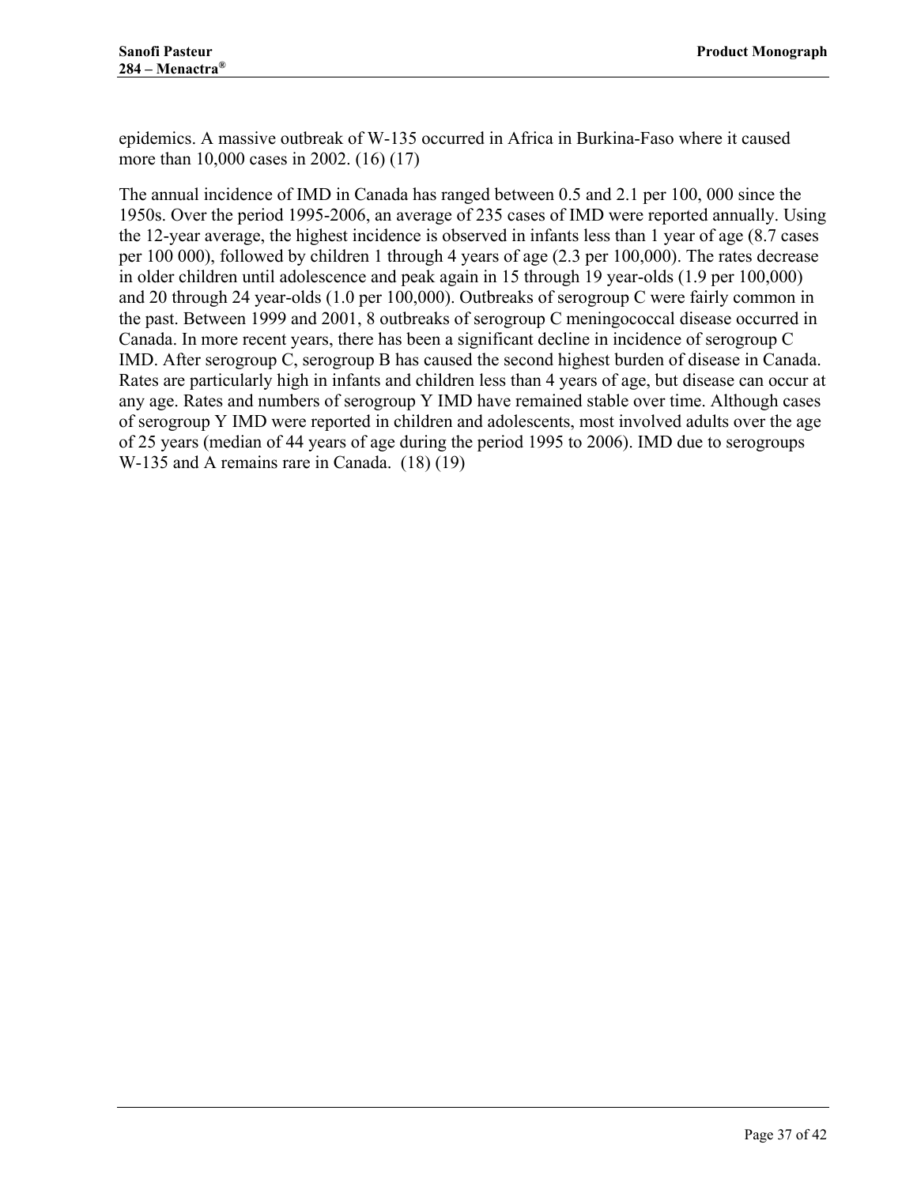epidemics. A massive outbreak of W-135 occurred in Africa in Burkina-Faso where it caused more than 10,000 cases in 2002. (16) (17)

The annual incidence of IMD in Canada has ranged between 0.5 and 2.1 per 100, 000 since the 1950s. Over the period 1995-2006, an average of 235 cases of IMD were reported annually. Using the 12-year average, the highest incidence is observed in infants less than 1 year of age (8.7 cases per 100 000), followed by children 1 through 4 years of age (2.3 per 100,000). The rates decrease in older children until adolescence and peak again in 15 through 19 year-olds (1.9 per 100,000) and 20 through 24 year-olds (1.0 per 100,000). Outbreaks of serogroup C were fairly common in the past. Between 1999 and 2001, 8 outbreaks of serogroup C meningococcal disease occurred in Canada. In more recent years, there has been a significant decline in incidence of serogroup C IMD. After serogroup C, serogroup B has caused the second highest burden of disease in Canada. Rates are particularly high in infants and children less than 4 years of age, but disease can occur at any age. Rates and numbers of serogroup Y IMD have remained stable over time. Although cases of serogroup Y IMD were reported in children and adolescents, most involved adults over the age of 25 years (median of 44 years of age during the period 1995 to 2006). IMD due to serogroups W-135 and A remains rare in Canada. (18) (19)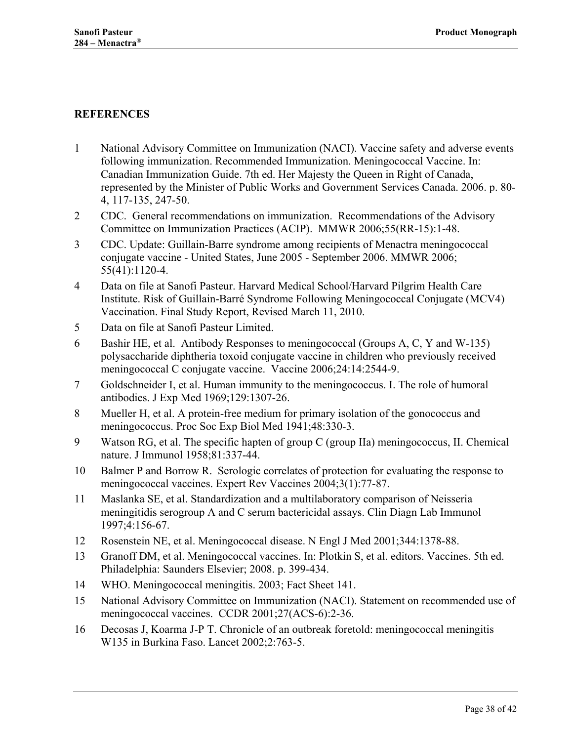## REFERENCES

1. National Advisory Committee on Immunization (NACI). Vaccine safety and adverse events following immunization. Recommended Immunization. Meningococcal Vaccine. In: Canadian Immunization Guide. 7th ed. Her Majesty the Queen in Right of Canada, represented by the Minister of Public Works and Government Services Canada. 2006. p. 80-4, 117-135, 247-50.
2. CDC. General recommendations on immunization. Recommendations of the Advisory Committee on Immunization Practices (ACIP). MMWR 2006;55(RR-15):1-48.
3. CDC. Update: Guillain-Barre syndrome among recipients of Menactra meningococcal conjugate vaccine - United States, June 2005 - September 2006. MMWR 2006; 55(41):1120-4.
4. Data on file at Sanofi Pasteur. Harvard Medical School/Harvard Pilgrim Health Care Institute. Risk of Guillain-Barré Syndrome Following Meningococcal Conjugate (MCV4) Vaccination. Final Study Report, Revised March 11, 2010.
5. Data on file at Sanofi Pasteur Limited.
6. Bashir HE, et al. Antibody Responses to meningococcal (Groups A, C, Y and W-135) polysaccharide diphtheria toxoid conjugate vaccine in children who previously received meningococcal C conjugate vaccine. Vaccine 2006;24:14:2544-9.
7. Goldschneider I, et al. Human immunity to the meningococcus. I. The role of humoral antibodies. J Exp Med 1969;129:1307-26.
8. Mueller H, et al. A protein-free medium for primary isolation of the gonococcus and meningococcus. Proc Soc Exp Biol Med 1941;48:330-3.
9. Watson RG, et al. The specific hapten of group C (group IIa) meningococcus, II. Chemical nature. J Immunol 1958;81:337-44.
10. Balmer P and Borrow R. Serologic correlates of protection for evaluating the response to meningococcal vaccines. Expert Rev Vaccines 2004;3(1):77-87.
11. Maslanka SE, et al. Standardization and a multilaboratory comparison of Neisseria meningitidis serogroup A and C serum bactericidal assays. Clin Diagn Lab Immunol 1997;4:156-67.
12. Rosenstein NE, et al. Meningococcal disease. N Engl J Med 2001;344:1378-88.
13. Granoff DM, et al. Meningococcal vaccines. In: Plotkin S, et al. editors. Vaccines. 5th ed. Philadelphia: Saunders Elsevier; 2008. p. 399-434.
14. WHO. Meningococcal meningitis. 2003; Fact Sheet 141.
15. National Advisory Committee on Immunization (NACI). Statement on recommended use of meningococcal vaccines. CCDR 2001;27(ACS-6):2-36.
16. Decosas J, Koarma J-P T. Chronicle of an outbreak foretold: meningococcal meningitis W135 in Burkina Faso. Lancet 2002;2:763-5.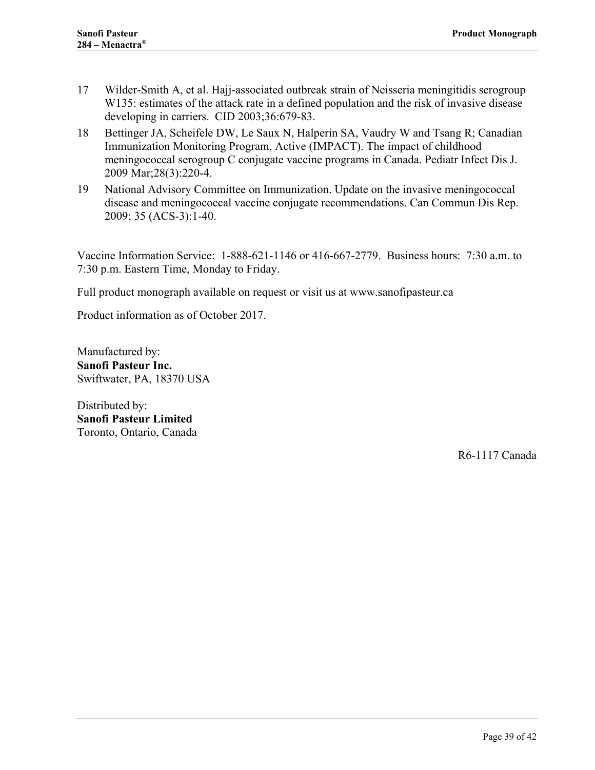17 Wilder-Smith A, et al. Hajj-associated outbreak strain of Neisseria meningitidis serogroup W135: estimates of the attack rate in a defined population and the risk of invasive disease developing in carriers. CID 2003;36:679-83.

18 Bettinger JA, Scheifele DW, Le Saux N, Halperin SA, Vaudry W and Tsang R; Canadian Immunization Monitoring Program, Active (IMPACT). The impact of childhood meningococcal serogroup C conjugate vaccine programs in Canada. Pediatr Infect Dis J. 2009 Mar;28(3):220-4.

19 National Advisory Committee on Immunization. Update on the invasive meningococcal disease and meningococcal vaccine conjugate recommendations. Can Commun Dis Rep. 2009; 35 (ACS-3):1-40.

Vaccine Information Service: 1-888-621-1146 or 416-667-2779. Business hours: 7:30 a.m. to 7:30 p.m. Eastern Time, Monday to Friday.

Full product monograph available on request or visit us at www.sanofipasteur.ca

Product information as of October 2017.

Manufactured by:
**Sanofi Pasteur Inc.**
Swiftwater, PA, 18370 USA

Distributed by:
**Sanofi Pasteur Limited**
Toronto, Ontario, Canada

R6-1117 Canada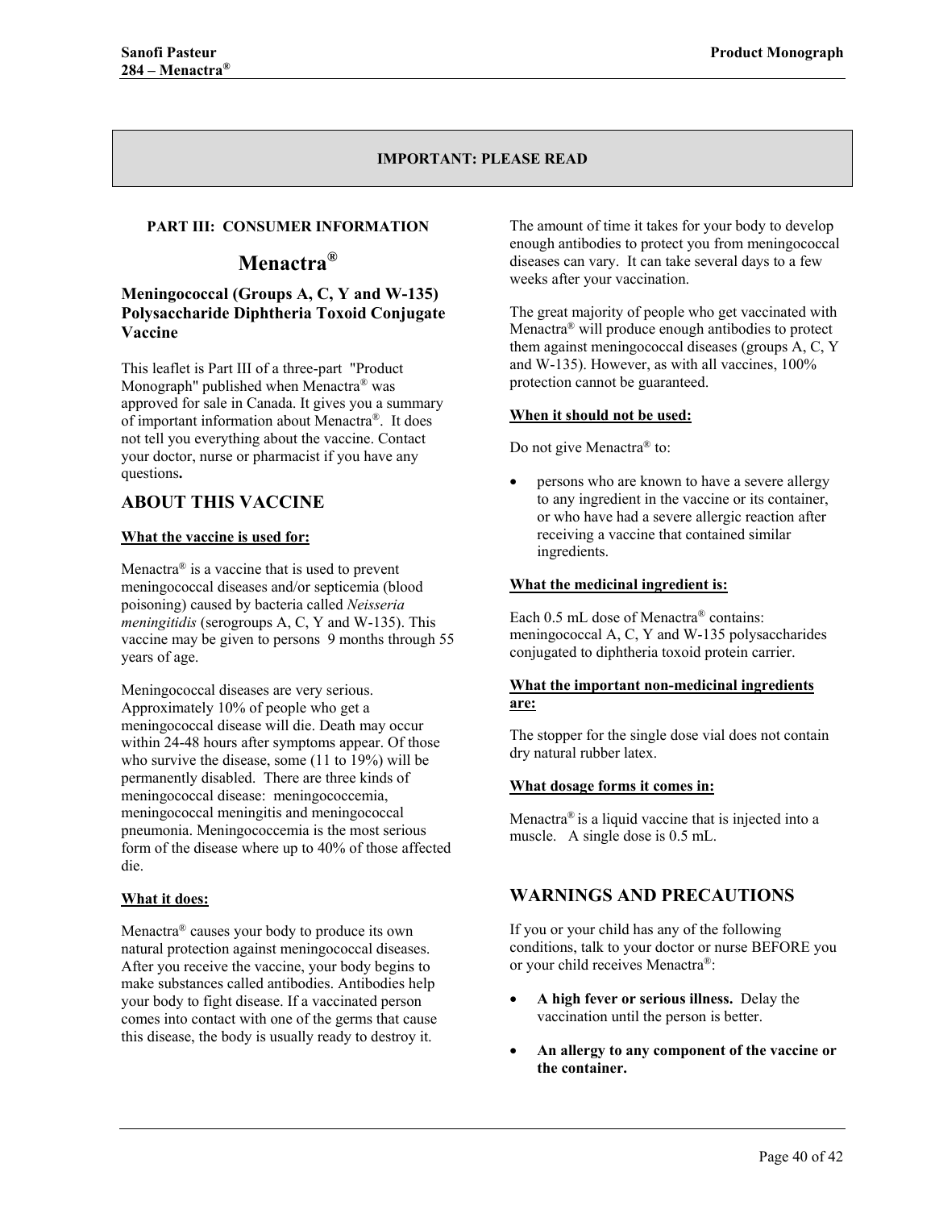**IMPORTANT: PLEASE READ**

**PART III: CONSUMER INFORMATION**

# Menactra®

### Meningococcal (Groups A, C, Y and W-135) Polysaccharide Diphtheria Toxoid Conjugate Vaccine

This leaflet is Part III of a three-part "Product Monograph" published when Menactra® was approved for sale in Canada. It gives you a summary of important information about Menactra®. It does not tell you everything about the vaccine. Contact your doctor, nurse or pharmacist if you have any questions**.**

## ABOUT THIS VACCINE

**What the vaccine is used for:**

Menactra® is a vaccine that is used to prevent meningococcal diseases and/or septicemia (blood poisoning) caused by bacteria called *Neisseria meningitidis* (serogroups A, C, Y and W-135). This vaccine may be given to persons 9 months through 55 years of age.

Meningococcal diseases are very serious. Approximately 10% of people who get a meningococcal disease will die. Death may occur within 24-48 hours after symptoms appear. Of those who survive the disease, some (11 to 19%) will be permanently disabled. There are three kinds of meningococcal disease: meningococcemia, meningococcal meningitis and meningococcal pneumonia. Meningococcemia is the most serious form of the disease where up to 40% of those affected die.

**What it does:**

Menactra® causes your body to produce its own natural protection against meningococcal diseases. After you receive the vaccine, your body begins to make substances called antibodies. Antibodies help your body to fight disease. If a vaccinated person comes into contact with one of the germs that cause this disease, the body is usually ready to destroy it.

The amount of time it takes for your body to develop enough antibodies to protect you from meningococcal diseases can vary. It can take several days to a few weeks after your vaccination.

The great majority of people who get vaccinated with Menactra® will produce enough antibodies to protect them against meningococcal diseases (groups A, C, Y and W-135). However, as with all vaccines, 100% protection cannot be guaranteed.

**When it should not be used:**

Do not give Menactra® to:

- persons who are known to have a severe allergy to any ingredient in the vaccine or its container, or who have had a severe allergic reaction after receiving a vaccine that contained similar ingredients.

**What the medicinal ingredient is:**

Each 0.5 mL dose of Menactra® contains: meningococcal A, C, Y and W-135 polysaccharides conjugated to diphtheria toxoid protein carrier.

**What the important non-medicinal ingredients are:**

The stopper for the single dose vial does not contain dry natural rubber latex.

**What dosage forms it comes in:**

Menactra® is a liquid vaccine that is injected into a muscle. A single dose is 0.5 mL.

## WARNINGS AND PRECAUTIONS

If you or your child has any of the following conditions, talk to your doctor or nurse BEFORE you or your child receives Menactra®:

- **A high fever or serious illness.** Delay the vaccination until the person is better.
- **An allergy to any component of the vaccine or the container.**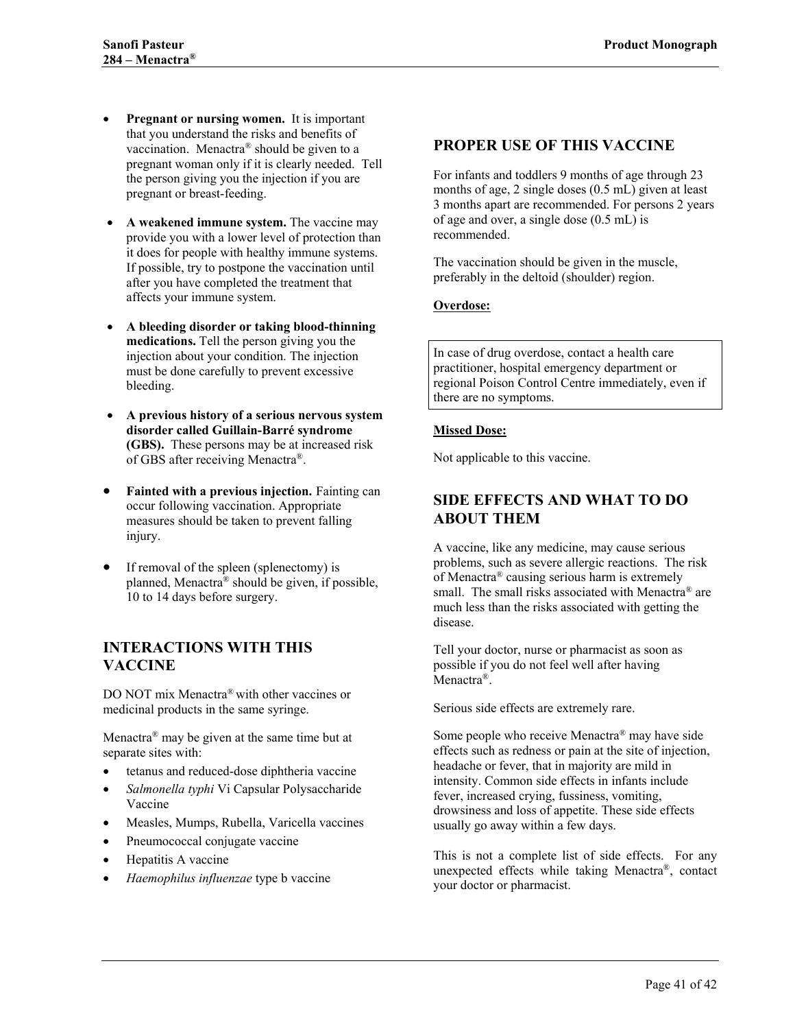- **Pregnant or nursing women.** It is important that you understand the risks and benefits of vaccination. Menactra® should be given to a pregnant woman only if it is clearly needed. Tell the person giving you the injection if you are pregnant or breast-feeding.
- **A weakened immune system.** The vaccine may provide you with a lower level of protection than it does for people with healthy immune systems. If possible, try to postpone the vaccination until after you have completed the treatment that affects your immune system.
- **A bleeding disorder or taking blood-thinning medications.** Tell the person giving you the injection about your condition. The injection must be done carefully to prevent excessive bleeding.
- **A previous history of a serious nervous system disorder called Guillain-Barré syndrome (GBS).** These persons may be at increased risk of GBS after receiving Menactra®.
- **Fainted with a previous injection.** Fainting can occur following vaccination. Appropriate measures should be taken to prevent falling injury.
- If removal of the spleen (splenectomy) is planned, Menactra® should be given, if possible, 10 to 14 days before surgery.

## INTERACTIONS WITH THIS VACCINE

DO NOT mix Menactra® with other vaccines or medicinal products in the same syringe.

Menactra® may be given at the same time but at separate sites with:

- tetanus and reduced-dose diphtheria vaccine
- *Salmonella typhi* Vi Capsular Polysaccharide Vaccine
- Measles, Mumps, Rubella, Varicella vaccines
- Pneumococcal conjugate vaccine
- Hepatitis A vaccine
- *Haemophilus influenzae* type b vaccine

## PROPER USE OF THIS VACCINE

For infants and toddlers 9 months of age through 23 months of age, 2 single doses (0.5 mL) given at least 3 months apart are recommended. For persons 2 years of age and over, a single dose (0.5 mL) is recommended.

The vaccination should be given in the muscle, preferably in the deltoid (shoulder) region.

**Overdose:**

In case of drug overdose, contact a health care practitioner, hospital emergency department or regional Poison Control Centre immediately, even if there are no symptoms.

**Missed Dose:**

Not applicable to this vaccine.

## SIDE EFFECTS AND WHAT TO DO ABOUT THEM

A vaccine, like any medicine, may cause serious problems, such as severe allergic reactions. The risk of Menactra® causing serious harm is extremely small. The small risks associated with Menactra® are much less than the risks associated with getting the disease.

Tell your doctor, nurse or pharmacist as soon as possible if you do not feel well after having Menactra®.

Serious side effects are extremely rare.

Some people who receive Menactra® may have side effects such as redness or pain at the site of injection, headache or fever, that in majority are mild in intensity. Common side effects in infants include fever, increased crying, fussiness, vomiting, drowsiness and loss of appetite. These side effects usually go away within a few days.

This is not a complete list of side effects. For any unexpected effects while taking Menactra®, contact your doctor or pharmacist.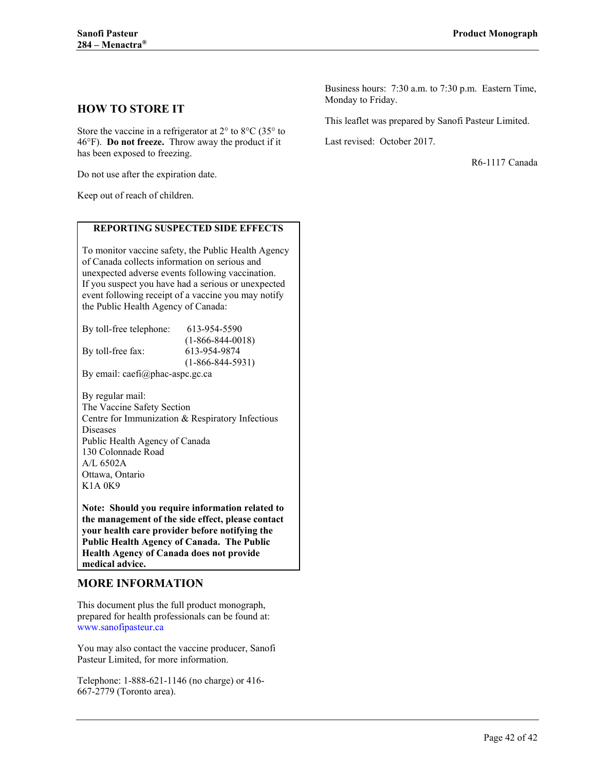## HOW TO STORE IT

Store the vaccine in a refrigerator at 2° to 8°C (35° to 46°F). **Do not freeze.** Throw away the product if it has been exposed to freezing.

Do not use after the expiration date.

Keep out of reach of children.

**REPORTING SUSPECTED SIDE EFFECTS**

To monitor vaccine safety, the Public Health Agency of Canada collects information on serious and unexpected adverse events following vaccination. If you suspect you have had a serious or unexpected event following receipt of a vaccine you may notify the Public Health Agency of Canada:

| | |
|---|---|
| By toll-free telephone: | 613-954-5590 (1-866-844-0018) |
| By toll-free fax: | 613-954-9874 (1-866-844-5931) |

By email: caefi@phac-aspc.gc.ca

By regular mail:
The Vaccine Safety Section
Centre for Immunization & Respiratory Infectious Diseases
Public Health Agency of Canada
130 Colonnade Road
A/L 6502A
Ottawa, Ontario
K1A 0K9

**Note: Should you require information related to the management of the side effect, please contact your health care provider before notifying the Public Health Agency of Canada. The Public Health Agency of Canada does not provide medical advice.**

## MORE INFORMATION

This document plus the full product monograph, prepared for health professionals can be found at: www.sanofipasteur.ca

You may also contact the vaccine producer, Sanofi Pasteur Limited, for more information.

Telephone: 1-888-621-1146 (no charge) or 416-667-2779 (Toronto area).

Business hours: 7:30 a.m. to 7:30 p.m. Eastern Time, Monday to Friday.

This leaflet was prepared by Sanofi Pasteur Limited.

Last revised: October 2017.

R6-1117 Canada